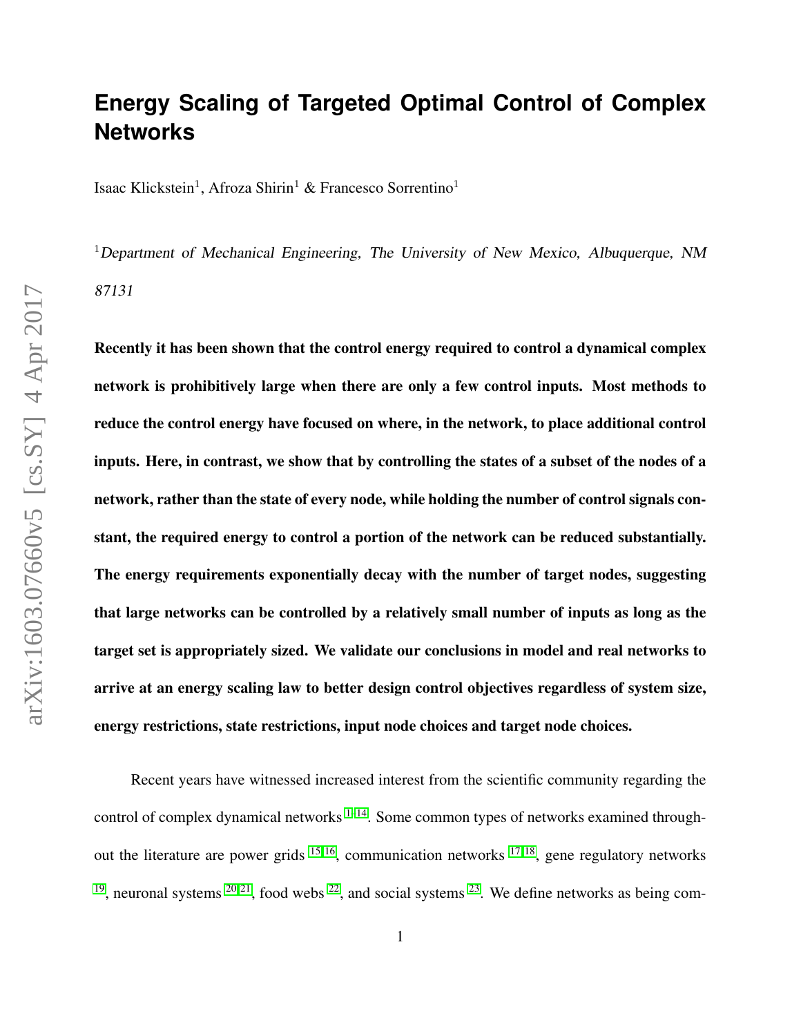# Energy Scaling of Targeted Optimal Control of Complex Networks

Isaac Klickstein[1], Afroza Shirin[1] & Francesco Sorrentino[1]

[1] *Department of Mechanical Engineering, The University of New Mexico, Albuquerque, NM 87131*

**Recently it has been shown that the control energy required to control a dynamical complex network is prohibitively large when there are only a few control inputs. Most methods to reduce the control energy have focused on where, in the network, to place additional control inputs. Here, in contrast, we show that by controlling the states of a subset of the nodes of a network, rather than the state of every node, while holding the number of control signals constant, the required energy to control a portion of the network can be reduced substantially. The energy requirements exponentially decay with the number of target nodes, suggesting that large networks can be controlled by a relatively small number of inputs as long as the target set is appropriately sized. We validate our conclusions in model and real networks to arrive at an energy scaling law to better design control objectives regardless of system size, energy restrictions, state restrictions, input node choices and target node choices.**

Recent years have witnessed increased interest from the scientific community regarding the control of complex dynamical networks [1–14]. Some common types of networks examined throughout the literature are power grids [15,16], communication networks [17,18], gene regulatory networks [19], neuronal systems [20,21], food webs [22], and social systems [23]. We define networks as being com-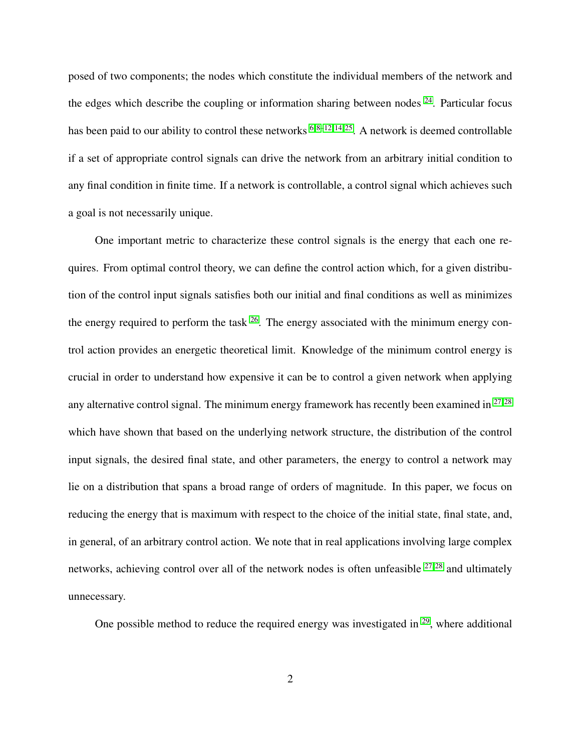posed of two components; the nodes which constitute the individual members of the network and the edges which describe the coupling or information sharing between nodes [24]. Particular focus has been paid to our ability to control these networks [6,8–12,14,25]. A network is deemed controllable if a set of appropriate control signals can drive the network from an arbitrary initial condition to any final condition in finite time. If a network is controllable, a control signal which achieves such a goal is not necessarily unique.

One important metric to characterize these control signals is the energy that each one requires. From optimal control theory, we can define the control action which, for a given distribution of the control input signals satisfies both our initial and final conditions as well as minimizes the energy required to perform the task [26]. The energy associated with the minimum energy control action provides an energetic theoretical limit. Knowledge of the minimum control energy is crucial in order to understand how expensive it can be to control a given network when applying any alternative control signal. The minimum energy framework has recently been examined in [27,28] which have shown that based on the underlying network structure, the distribution of the control input signals, the desired final state, and other parameters, the energy to control a network may lie on a distribution that spans a broad range of orders of magnitude. In this paper, we focus on reducing the energy that is maximum with respect to the choice of the initial state, final state, and, in general, of an arbitrary control action. We note that in real applications involving large complex networks, achieving control over all of the network nodes is often unfeasible [27,28] and ultimately unnecessary.

One possible method to reduce the required energy was investigated in [29], where additional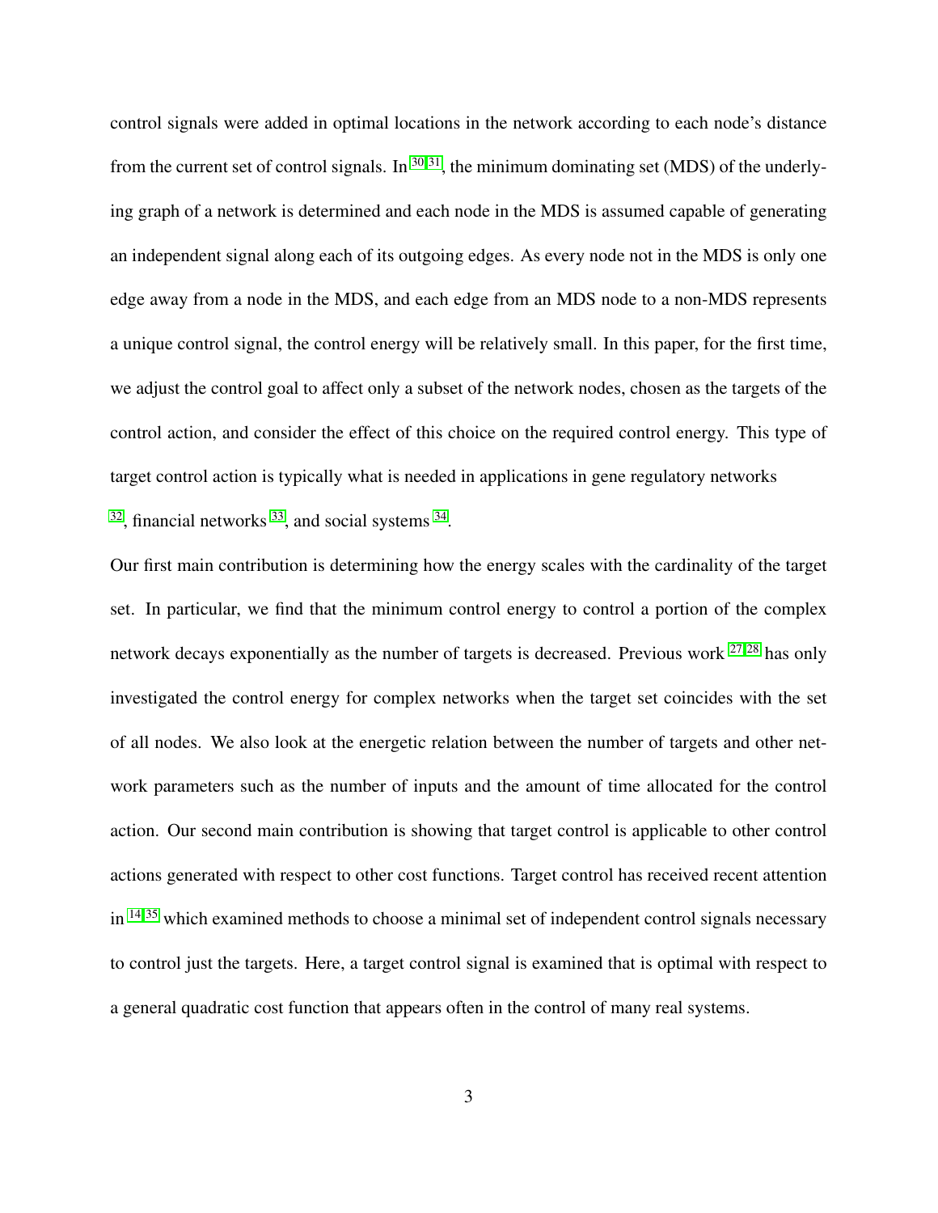control signals were added in optimal locations in the network according to each node's distance from the current set of control signals. In [30,31], the minimum dominating set (MDS) of the underlying graph of a network is determined and each node in the MDS is assumed capable of generating an independent signal along each of its outgoing edges. As every node not in the MDS is only one edge away from a node in the MDS, and each edge from an MDS node to a non-MDS represents a unique control signal, the control energy will be relatively small. In this paper, for the first time, we adjust the control goal to affect only a subset of the network nodes, chosen as the targets of the control action, and consider the effect of this choice on the required control energy. This type of target control action is typically what is needed in applications in gene regulatory networks [32], financial networks [33], and social systems [34].

Our first main contribution is determining how the energy scales with the cardinality of the target set. In particular, we find that the minimum control energy to control a portion of the complex network decays exponentially as the number of targets is decreased. Previous work [27,28] has only investigated the control energy for complex networks when the target set coincides with the set of all nodes. We also look at the energetic relation between the number of targets and other network parameters such as the number of inputs and the amount of time allocated for the control action. Our second main contribution is showing that target control is applicable to other control actions generated with respect to other cost functions. Target control has received recent attention in [14,35] which examined methods to choose a minimal set of independent control signals necessary to control just the targets. Here, a target control signal is examined that is optimal with respect to a general quadratic cost function that appears often in the control of many real systems.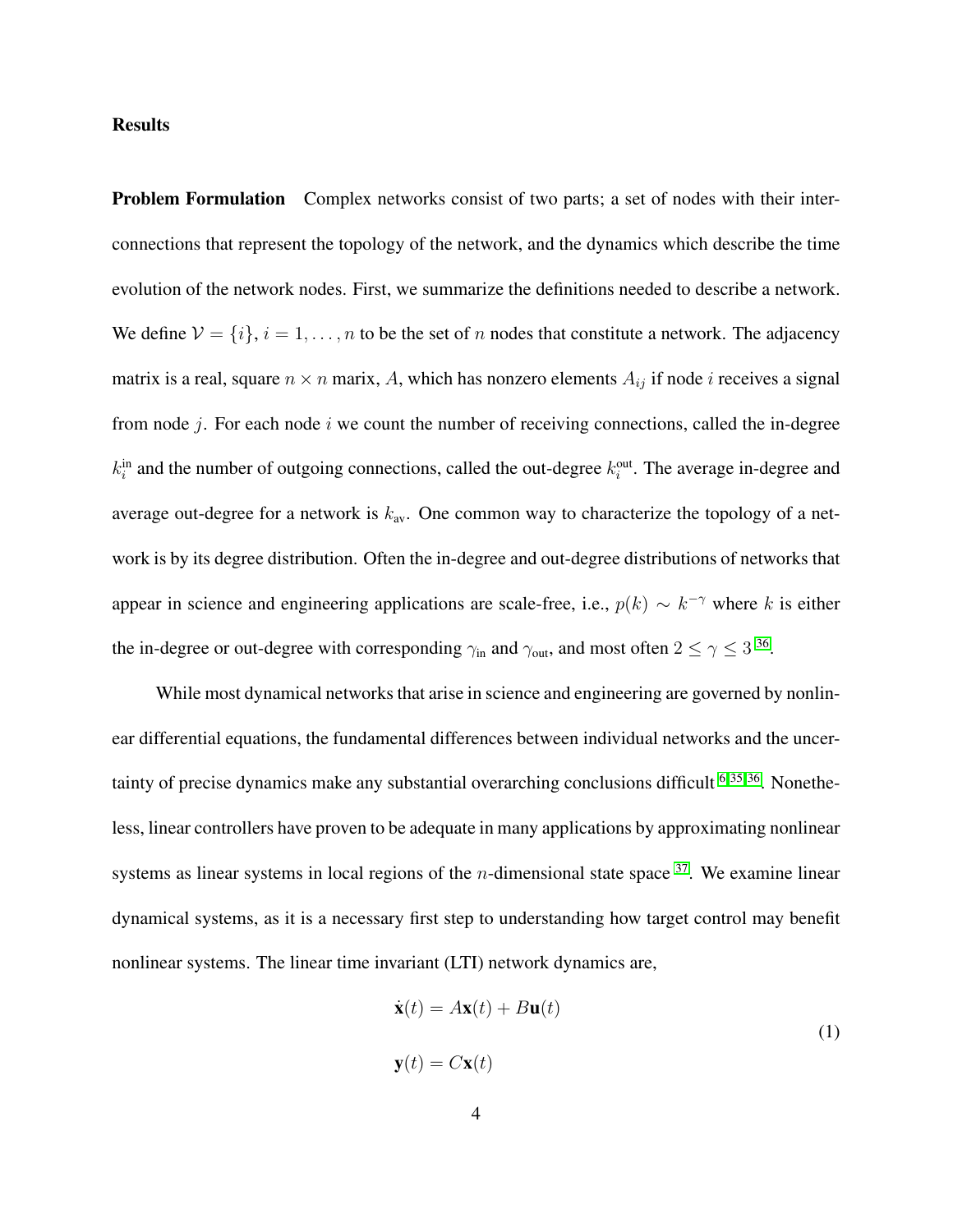## Results

**Problem Formulation** Complex networks consist of two parts; a set of nodes with their interconnections that represent the topology of the network, and the dynamics which describe the time evolution of the network nodes. First, we summarize the definitions needed to describe a network. We define $\mathcal{V} = \{i\}$, $i = 1, \ldots, n$ to be the set of $n$ nodes that constitute a network. The adjacency matrix is a real, square $n \times n$ marix, $A$, which has nonzero elements $A_{ij}$ if node $i$ receives a signal from node $j$. For each node $i$ we count the number of receiving connections, called the in-degree $k_i^{\text{in}}$ and the number of outgoing connections, called the out-degree $k_i^{\text{out}}$. The average in-degree and average out-degree for a network is $k_{\text{av}}$. One common way to characterize the topology of a network is by its degree distribution. Often the in-degree and out-degree distributions of networks that appear in science and engineering applications are scale-free, i.e., $p(k) \sim k^{-\gamma}$ where $k$ is either the in-degree or out-degree with corresponding $\gamma_{\text{in}}$ and $\gamma_{\text{out}}$, and most often $2 \leq \gamma \leq 3$ [36].

While most dynamical networks that arise in science and engineering are governed by nonlinear differential equations, the fundamental differences between individual networks and the uncertainty of precise dynamics make any substantial overarching conclusions difficult [6,35,36]. Nonetheless, linear controllers have proven to be adequate in many applications by approximating nonlinear systems as linear systems in local regions of the $n$-dimensional state space [37]. We examine linear dynamical systems, as it is a necessary first step to understanding how target control may benefit nonlinear systems. The linear time invariant (LTI) network dynamics are,

$$
\begin{aligned}
\dot{\mathbf{x}}(t) &= A\mathbf{x}(t) + B\mathbf{u}(t) \\
\mathbf{y}(t) &= C\mathbf{x}(t)
\end{aligned}
\tag{1}
$$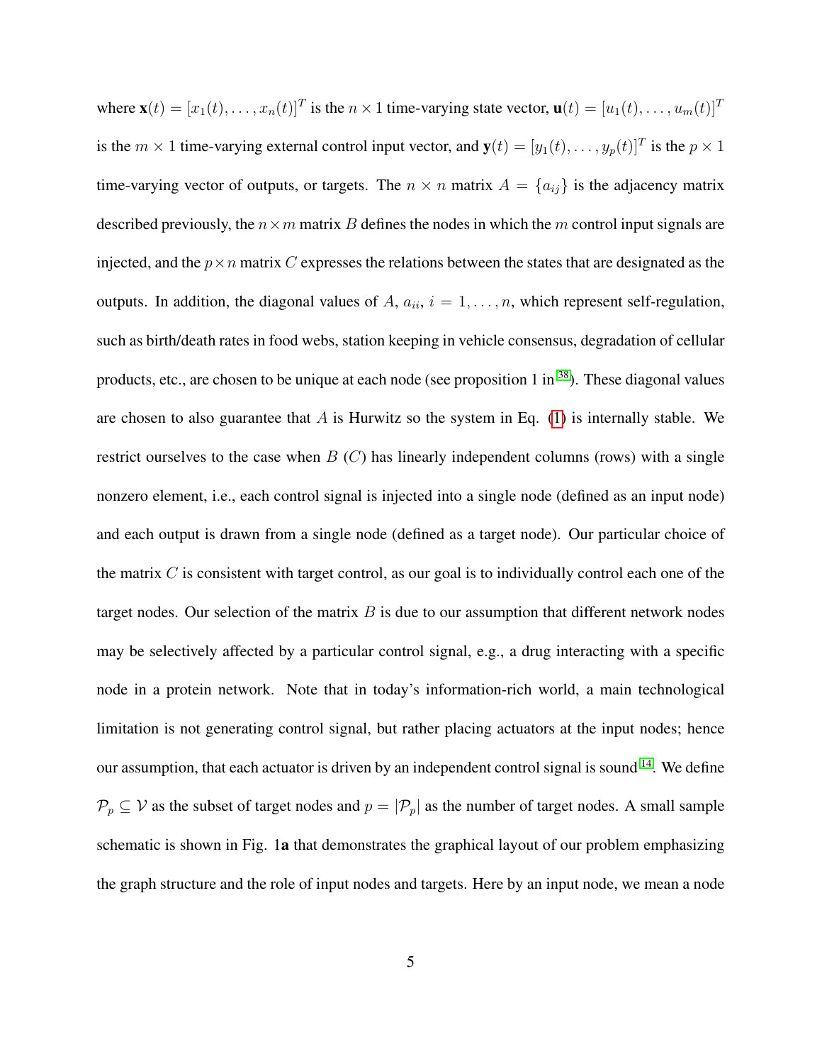where $\mathbf{x}(t) = [x_1(t), \ldots, x_n(t)]^T$ is the $n \times 1$ time-varying state vector, $\mathbf{u}(t) = [u_1(t), \ldots, u_m(t)]^T$ is the $m \times 1$ time-varying external control input vector, and $\mathbf{y}(t) = [y_1(t), \ldots, y_p(t)]^T$ is the $p \times 1$ time-varying vector of outputs, or targets. The $n \times n$ matrix $A = \{a_{ij}\}$ is the adjacency matrix described previously, the $n \times m$ matrix $B$ defines the nodes in which the $m$ control input signals are injected, and the $p \times n$ matrix $C$ expresses the relations between the states that are designated as the outputs. In addition, the diagonal values of $A$, $a_{ii}$, $i = 1, \ldots, n$, which represent self-regulation, such as birth/death rates in food webs, station keeping in vehicle consensus, degradation of cellular products, etc., are chosen to be unique at each node (see proposition 1 in [38]). These diagonal values are chosen to also guarantee that $A$ is Hurwitz so the system in Eq. (1) is internally stable. We restrict ourselves to the case when $B$ ($C$) has linearly independent columns (rows) with a single nonzero element, i.e., each control signal is injected into a single node (defined as an input node) and each output is drawn from a single node (defined as a target node). Our particular choice of the matrix $C$ is consistent with target control, as our goal is to individually control each one of the target nodes. Our selection of the matrix $B$ is due to our assumption that different network nodes may be selectively affected by a particular control signal, e.g., a drug interacting with a specific node in a protein network. Note that in today's information-rich world, a main technological limitation is not generating control signal, but rather placing actuators at the input nodes; hence our assumption, that each actuator is driven by an independent control signal is sound [14]. We define $\mathcal{P}_p \subseteq \mathcal{V}$ as the subset of target nodes and $p = |\mathcal{P}_p|$ as the number of target nodes. A small sample schematic is shown in Fig. 1**a** that demonstrates the graphical layout of our problem emphasizing the graph structure and the role of input nodes and targets. Here by an input node, we mean a node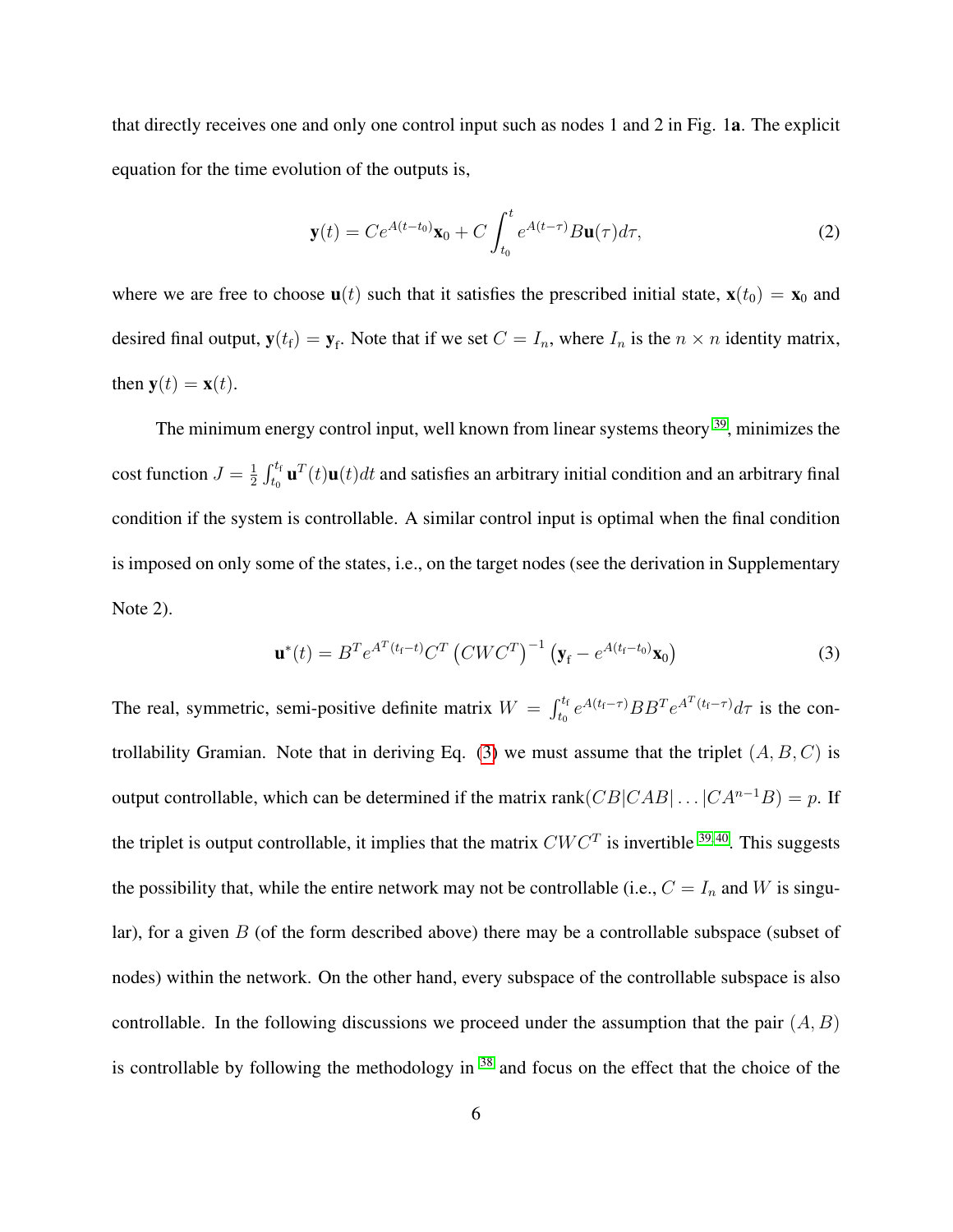that directly receives one and only one control input such as nodes 1 and 2 in Fig. 1**a**. The explicit equation for the time evolution of the outputs is,

$$\mathbf{y}(t) = Ce^{A(t-t_0)}\mathbf{x}_0 + C\int_{t_0}^{t} e^{A(t-\tau)}B\mathbf{u}(\tau)d\tau, \tag{2}$$

where we are free to choose $\mathbf{u}(t)$ such that it satisfies the prescribed initial state, $\mathbf{x}(t_0) = \mathbf{x}_0$ and desired final output, $\mathbf{y}(t_\mathrm{f}) = \mathbf{y}_\mathrm{f}$. Note that if we set $C = I_n$, where $I_n$ is the $n \times n$ identity matrix, then $\mathbf{y}(t) = \mathbf{x}(t)$.

The minimum energy control input, well known from linear systems theory [39], minimizes the cost function $J = \frac{1}{2}\int_{t_0}^{t_\mathrm{f}} \mathbf{u}^T(t)\mathbf{u}(t)dt$ and satisfies an arbitrary initial condition and an arbitrary final condition if the system is controllable. A similar control input is optimal when the final condition is imposed on only some of the states, i.e., on the target nodes (see the derivation in Supplementary Note 2).

$$\mathbf{u}^*(t) = B^T e^{A^T(t_\mathrm{f}-t)}C^T\left(CWC^T\right)^{-1}\left(\mathbf{y}_\mathrm{f} - e^{A(t_\mathrm{f}-t_0)}\mathbf{x}_0\right) \tag{3}$$

The real, symmetric, semi-positive definite matrix $W = \int_{t_0}^{t_\mathrm{f}} e^{A(t_\mathrm{f}-\tau)}BB^T e^{A^T(t_\mathrm{f}-\tau)}d\tau$ is the controllability Gramian. Note that in deriving Eq. (3) we must assume that the triplet $(A, B, C)$ is output controllable, which can be determined if the matrix $\mathrm{rank}(CB|CAB|\ldots|CA^{n-1}B) = p$. If the triplet is output controllable, it implies that the matrix $CWC^T$ is invertible [39,40]. This suggests the possibility that, while the entire network may not be controllable (i.e., $C = I_n$ and $W$ is singular), for a given $B$ (of the form described above) there may be a controllable subspace (subset of nodes) within the network. On the other hand, every subspace of the controllable subspace is also controllable. In the following discussions we proceed under the assumption that the pair $(A, B)$ is controllable by following the methodology in [38] and focus on the effect that the choice of the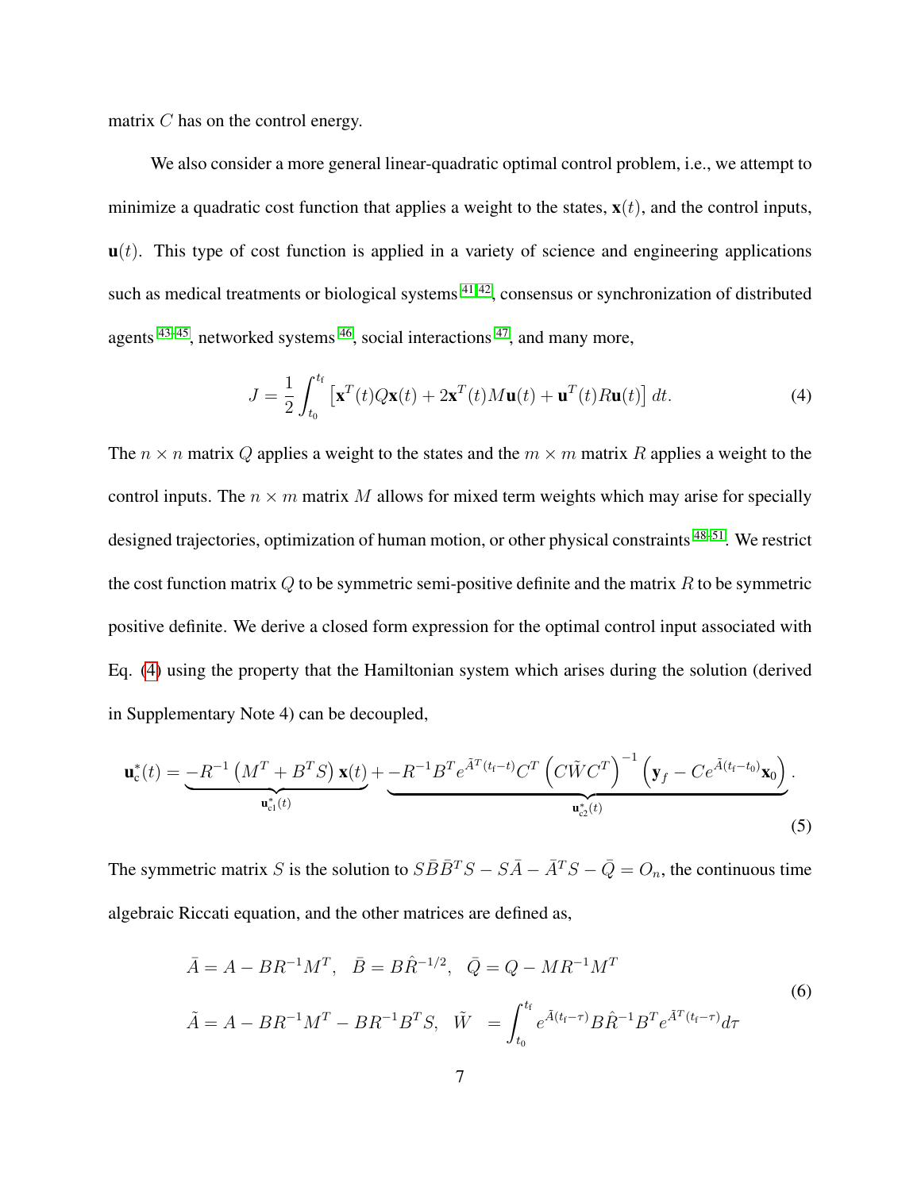matrix $C$ has on the control energy.

We also consider a more general linear-quadratic optimal control problem, i.e., we attempt to minimize a quadratic cost function that applies a weight to the states, $\mathbf{x}(t)$, and the control inputs, $\mathbf{u}(t)$. This type of cost function is applied in a variety of science and engineering applications such as medical treatments or biological systems [41,42], consensus or synchronization of distributed agents [43–45], networked systems [46], social interactions [47], and many more,

$$J = \frac{1}{2}\int_{t_0}^{t_f} \left[\mathbf{x}^T(t)Q\mathbf{x}(t) + 2\mathbf{x}^T(t)M\mathbf{u}(t) + \mathbf{u}^T(t)R\mathbf{u}(t)\right] dt. \tag{4}$$

The $n \times n$ matrix $Q$ applies a weight to the states and the $m \times m$ matrix $R$ applies a weight to the control inputs. The $n \times m$ matrix $M$ allows for mixed term weights which may arise for specially designed trajectories, optimization of human motion, or other physical constraints [48–51]. We restrict the cost function matrix $Q$ to be symmetric semi-positive definite and the matrix $R$ to be symmetric positive definite. We derive a closed form expression for the optimal control input associated with Eq. (4) using the property that the Hamiltonian system which arises during the solution (derived in Supplementary Note 4) can be decoupled,

$$\mathbf{u}_c^*(t) = \underbrace{-R^{-1}\left(M^T + B^TS\right)\mathbf{x}(t)}_{\mathbf{u}_{c1}^*(t)} + \underbrace{-R^{-1}B^Te^{\tilde{A}^T(t_f-t)}C^T\left(C\tilde{W}C^T\right)^{-1}\left(\mathbf{y}_f - Ce^{\tilde{A}(t_f-t_0)}\mathbf{x}_0\right)}_{\mathbf{u}_{c2}^*(t)}. \tag{5}$$

The symmetric matrix $S$ is the solution to $S\bar{B}\bar{B}^TS - S\bar{A} - \bar{A}^TS - \bar{Q} = O_n$, the continuous time algebraic Riccati equation, and the other matrices are defined as,

$$\begin{aligned} \bar{A} &= A - BR^{-1}M^T, \quad \bar{B} = B\hat{R}^{-1/2}, \quad \bar{Q} = Q - MR^{-1}M^T \\ \tilde{A} &= A - BR^{-1}M^T - BR^{-1}B^TS, \quad \tilde{W} = \int_{t_0}^{t_f} e^{\tilde{A}(t_f-\tau)}B\hat{R}^{-1}B^Te^{\tilde{A}^T(t_f-\tau)}d\tau \end{aligned} \tag{6}$$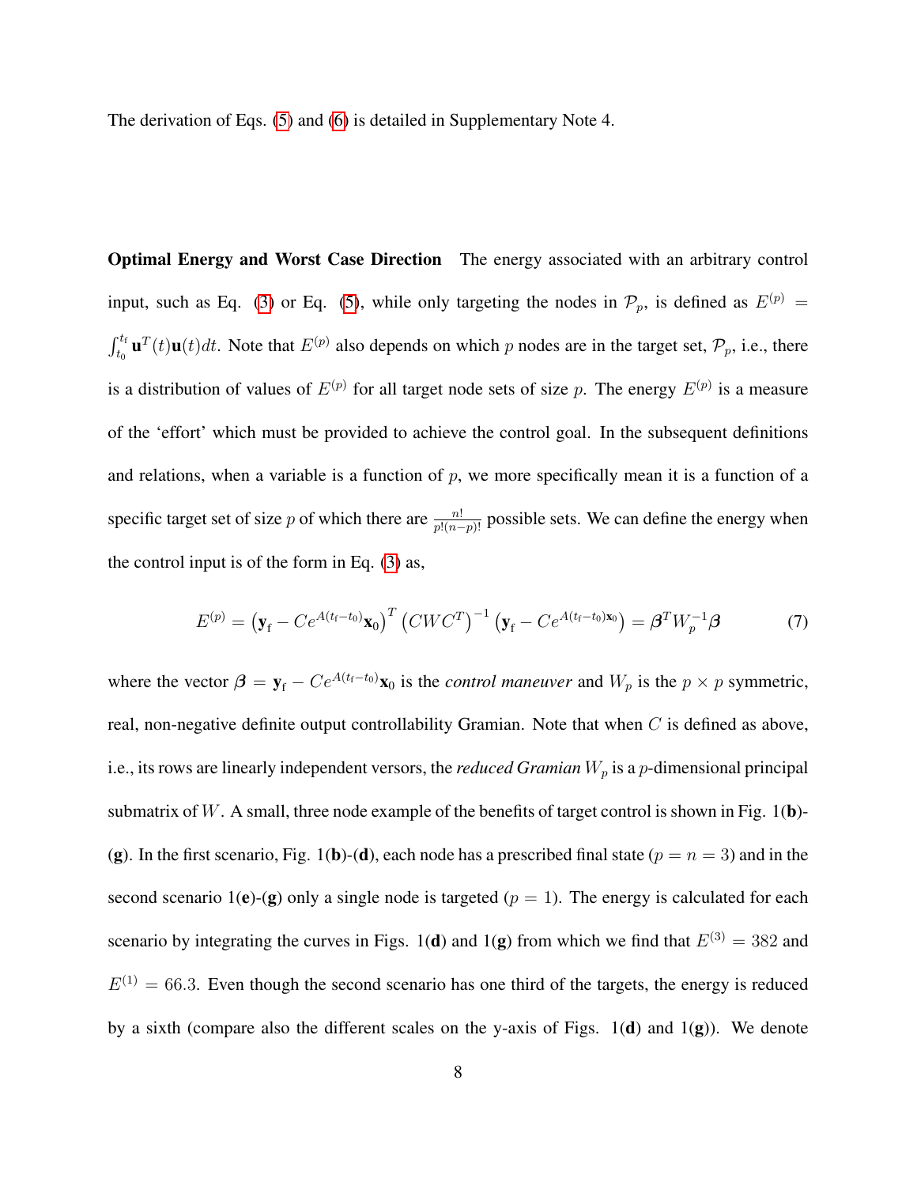The derivation of Eqs. (5) and (6) is detailed in Supplementary Note 4.

**Optimal Energy and Worst Case Direction** The energy associated with an arbitrary control input, such as Eq. (3) or Eq. (5), while only targeting the nodes in $\mathcal{P}_p$, is defined as $E^{(p)} = \int_{t_0}^{t_f} \mathbf{u}^T(t)\mathbf{u}(t)dt$. Note that $E^{(p)}$ also depends on which $p$ nodes are in the target set, $\mathcal{P}_p$, i.e., there is a distribution of values of $E^{(p)}$ for all target node sets of size $p$. The energy $E^{(p)}$ is a measure of the 'effort' which must be provided to achieve the control goal. In the subsequent definitions and relations, when a variable is a function of $p$, we more specifically mean it is a function of a specific target set of size $p$ of which there are $\frac{n!}{p!(n-p)!}$ possible sets. We can define the energy when the control input is of the form in Eq. (3) as,

$$E^{(p)} = \left(\mathbf{y}_\mathrm{f} - Ce^{A(t_\mathrm{f}-t_0)}\mathbf{x}_0\right)^T \left(CWC^T\right)^{-1} \left(\mathbf{y}_\mathrm{f} - Ce^{A(t_\mathrm{f}-t_0)\mathbf{x}_0}\right) = \boldsymbol{\beta}^T W_p^{-1} \boldsymbol{\beta} \tag{7}$$

where the vector $\boldsymbol{\beta} = \mathbf{y}_\mathrm{f} - Ce^{A(t_\mathrm{f}-t_0)}\mathbf{x}_0$ is the *control maneuver* and $W_p$ is the $p \times p$ symmetric, real, non-negative definite output controllability Gramian. Note that when $C$ is defined as above, i.e., its rows are linearly independent versors, the *reduced Gramian* $W_p$ is a $p$-dimensional principal submatrix of $W$. A small, three node example of the benefits of target control is shown in Fig. 1(**b**)-(**g**). In the first scenario, Fig. 1(**b**)-(**d**), each node has a prescribed final state ($p = n = 3$) and in the second scenario 1(**e**)-(**g**) only a single node is targeted ($p = 1$). The energy is calculated for each scenario by integrating the curves in Figs. 1(**d**) and 1(**g**) from which we find that $E^{(3)} = 382$ and $E^{(1)} = 66.3$. Even though the second scenario has one third of the targets, the energy is reduced by a sixth (compare also the different scales on the y-axis of Figs. 1(**d**) and 1(**g**)). We denote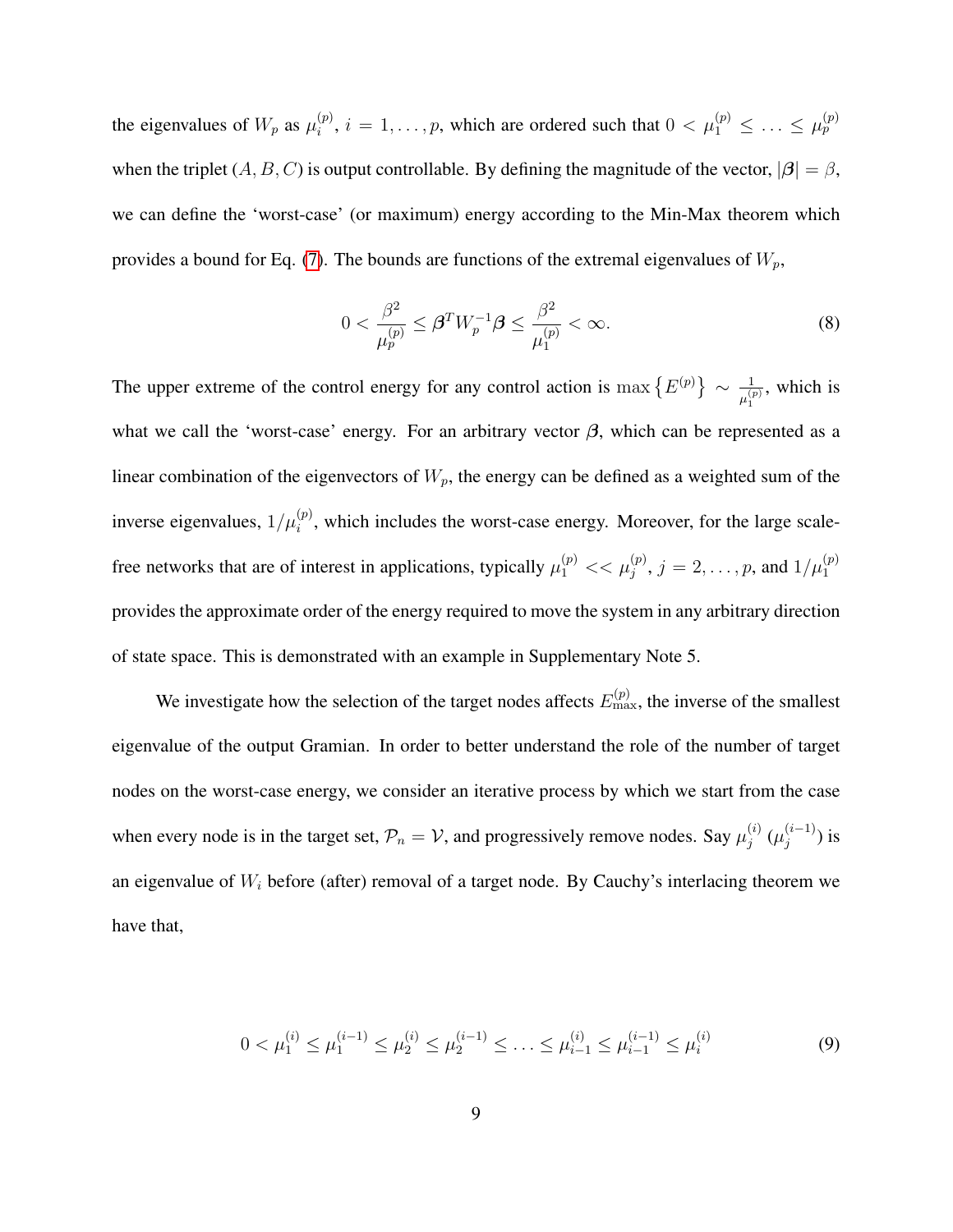the eigenvalues of $W_p$ as $\mu_i^{(p)}$, $i = 1, \ldots, p$, which are ordered such that $0 < \mu_1^{(p)} \leq \ldots \leq \mu_p^{(p)}$ when the triplet $(A, B, C)$ is output controllable. By defining the magnitude of the vector, $|\boldsymbol{\beta}| = \beta$, we can define the 'worst-case' (or maximum) energy according to the Min-Max theorem which provides a bound for Eq. (7). The bounds are functions of the extremal eigenvalues of $W_p$,

$$0 < \frac{\beta^2}{\mu_p^{(p)}} \leq \boldsymbol{\beta}^T W_p^{-1} \boldsymbol{\beta} \leq \frac{\beta^2}{\mu_1^{(p)}} < \infty. \tag{8}$$

The upper extreme of the control energy for any control action is $\max\left\{E^{(p)}\right\} \sim \frac{1}{\mu_1^{(p)}}$, which is what we call the 'worst-case' energy. For an arbitrary vector $\boldsymbol{\beta}$, which can be represented as a linear combination of the eigenvectors of $W_p$, the energy can be defined as a weighted sum of the inverse eigenvalues, $1/\mu_i^{(p)}$, which includes the worst-case energy. Moreover, for the large scale-free networks that are of interest in applications, typically $\mu_1^{(p)} << \mu_j^{(p)}$, $j = 2, \ldots, p$, and $1/\mu_1^{(p)}$ provides the approximate order of the energy required to move the system in any arbitrary direction of state space. This is demonstrated with an example in Supplementary Note 5.

We investigate how the selection of the target nodes affects $E_{\max}^{(p)}$, the inverse of the smallest eigenvalue of the output Gramian. In order to better understand the role of the number of target nodes on the worst-case energy, we consider an iterative process by which we start from the case when every node is in the target set, $\mathcal{P}_n = \mathcal{V}$, and progressively remove nodes. Say $\mu_j^{(i)}$ ($\mu_j^{(i-1)}$) is an eigenvalue of $W_i$ before (after) removal of a target node. By Cauchy's interlacing theorem we have that,

$$0 < \mu_1^{(i)} \leq \mu_1^{(i-1)} \leq \mu_2^{(i)} \leq \mu_2^{(i-1)} \leq \ldots \leq \mu_{i-1}^{(i)} \leq \mu_{i-1}^{(i-1)} \leq \mu_i^{(i)} \tag{9}$$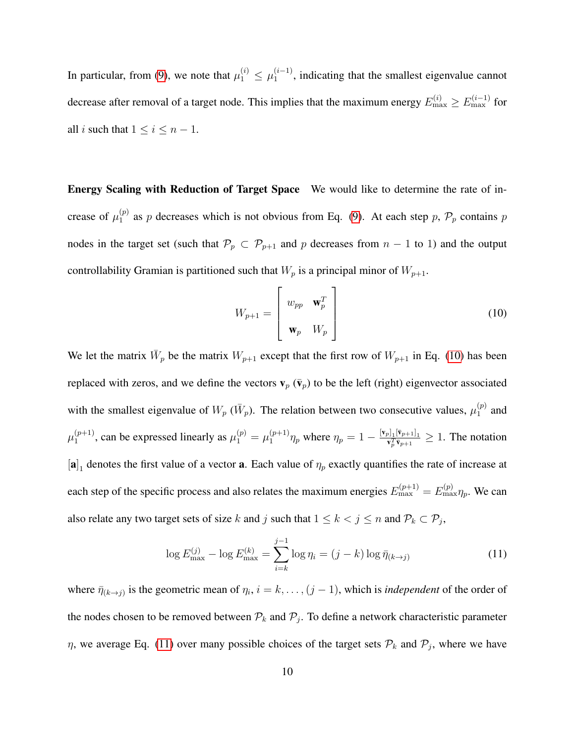In particular, from (9), we note that $\mu_1^{(i)} \leq \mu_1^{(i-1)}$, indicating that the smallest eigenvalue cannot decrease after removal of a target node. This implies that the maximum energy $E_{\max}^{(i)} \geq E_{\max}^{(i-1)}$ for all $i$ such that $1 \leq i \leq n-1$.

**Energy Scaling with Reduction of Target Space** We would like to determine the rate of increase of $\mu_1^{(p)}$ as $p$ decreases which is not obvious from Eq. (9). At each step $p$, $\mathcal{P}_p$ contains $p$ nodes in the target set (such that $\mathcal{P}_p \subset \mathcal{P}_{p+1}$ and $p$ decreases from $n-1$ to 1) and the output controllability Gramian is partitioned such that $W_p$ is a principal minor of $W_{p+1}$.

$$W_{p+1} = \begin{bmatrix} w_{pp} & \mathbf{w}_p^T \\ \mathbf{w}_p & W_p \end{bmatrix} \tag{10}$$

We let the matrix $\bar{W}_p$ be the matrix $W_{p+1}$ except that the first row of $W_{p+1}$ in Eq. (10) has been replaced with zeros, and we define the vectors $\mathbf{v}_p$ ($\bar{\mathbf{v}}_p$) to be the left (right) eigenvector associated with the smallest eigenvalue of $W_p$ ($\bar{W}_p$). The relation between two consecutive values, $\mu_1^{(p)}$ and $\mu_1^{(p+1)}$, can be expressed linearly as $\mu_1^{(p)} = \mu_1^{(p+1)}\eta_p$ where $\eta_p = 1 - \frac{[\mathbf{v}_p]_1 [\bar{\mathbf{v}}_{p+1}]_1}{\mathbf{v}_p^T \bar{\mathbf{v}}_{p+1}} \geq 1$. The notation $[\mathbf{a}]_1$ denotes the first value of a vector $\mathbf{a}$. Each value of $\eta_p$ exactly quantifies the rate of increase at each step of the specific process and also relates the maximum energies $E_{\max}^{(p+1)} = E_{\max}^{(p)}\eta_p$. We can also relate any two target sets of size $k$ and $j$ such that $1 \leq k < j \leq n$ and $\mathcal{P}_k \subset \mathcal{P}_j$,

$$\log E_{\max}^{(j)} - \log E_{\max}^{(k)} = \sum_{i=k}^{j-1} \log \eta_i = (j-k) \log \bar{\eta}_{(k \to j)} \tag{11}$$

where $\bar{\eta}_{(k\to j)}$ is the geometric mean of $\eta_i$, $i = k, \ldots, (j-1)$, which is *independent* of the order of the nodes chosen to be removed between $\mathcal{P}_k$ and $\mathcal{P}_j$. To define a network characteristic parameter $\eta$, we average Eq. (11) over many possible choices of the target sets $\mathcal{P}_k$ and $\mathcal{P}_j$, where we have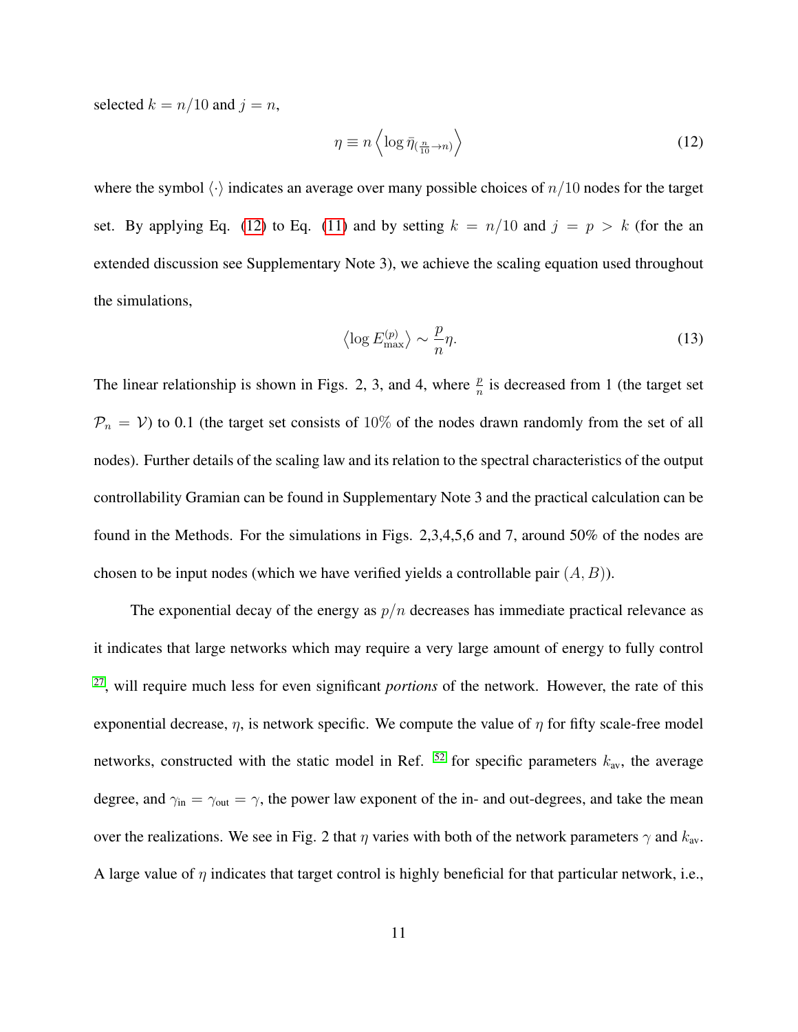selected $k = n/10$ and $j = n$,

$$\eta \equiv n \left\langle \log \bar{\eta}_{(\frac{n}{10} \to n)} \right\rangle \tag{12}$$

where the symbol $\langle \cdot \rangle$ indicates an average over many possible choices of $n/10$ nodes for the target set. By applying Eq. (12) to Eq. (11) and by setting $k = n/10$ and $j = p > k$ (for the an extended discussion see Supplementary Note 3), we achieve the scaling equation used throughout the simulations,

$$\left\langle \log E_{\max}^{(p)} \right\rangle \sim \frac{p}{n} \eta. \tag{13}$$

The linear relationship is shown in Figs. 2, 3, and 4, where $\frac{p}{n}$ is decreased from 1 (the target set $\mathcal{P}_n = \mathcal{V}$) to 0.1 (the target set consists of $10\%$ of the nodes drawn randomly from the set of all nodes). Further details of the scaling law and its relation to the spectral characteristics of the output controllability Gramian can be found in Supplementary Note 3 and the practical calculation can be found in the Methods. For the simulations in Figs. 2,3,4,5,6 and 7, around 50% of the nodes are chosen to be input nodes (which we have verified yields a controllable pair $(A, B)$).

The exponential decay of the energy as $p/n$ decreases has immediate practical relevance as it indicates that large networks which may require a very large amount of energy to fully control [27], will require much less for even significant *portions* of the network. However, the rate of this exponential decrease, $\eta$, is network specific. We compute the value of $\eta$ for fifty scale-free model networks, constructed with the static model in Ref. [52] for specific parameters $k_{\text{av}}$, the average degree, and $\gamma_{\text{in}} = \gamma_{\text{out}} = \gamma$, the power law exponent of the in- and out-degrees, and take the mean over the realizations. We see in Fig. 2 that $\eta$ varies with both of the network parameters $\gamma$ and $k_{\text{av}}$. A large value of $\eta$ indicates that target control is highly beneficial for that particular network, i.e.,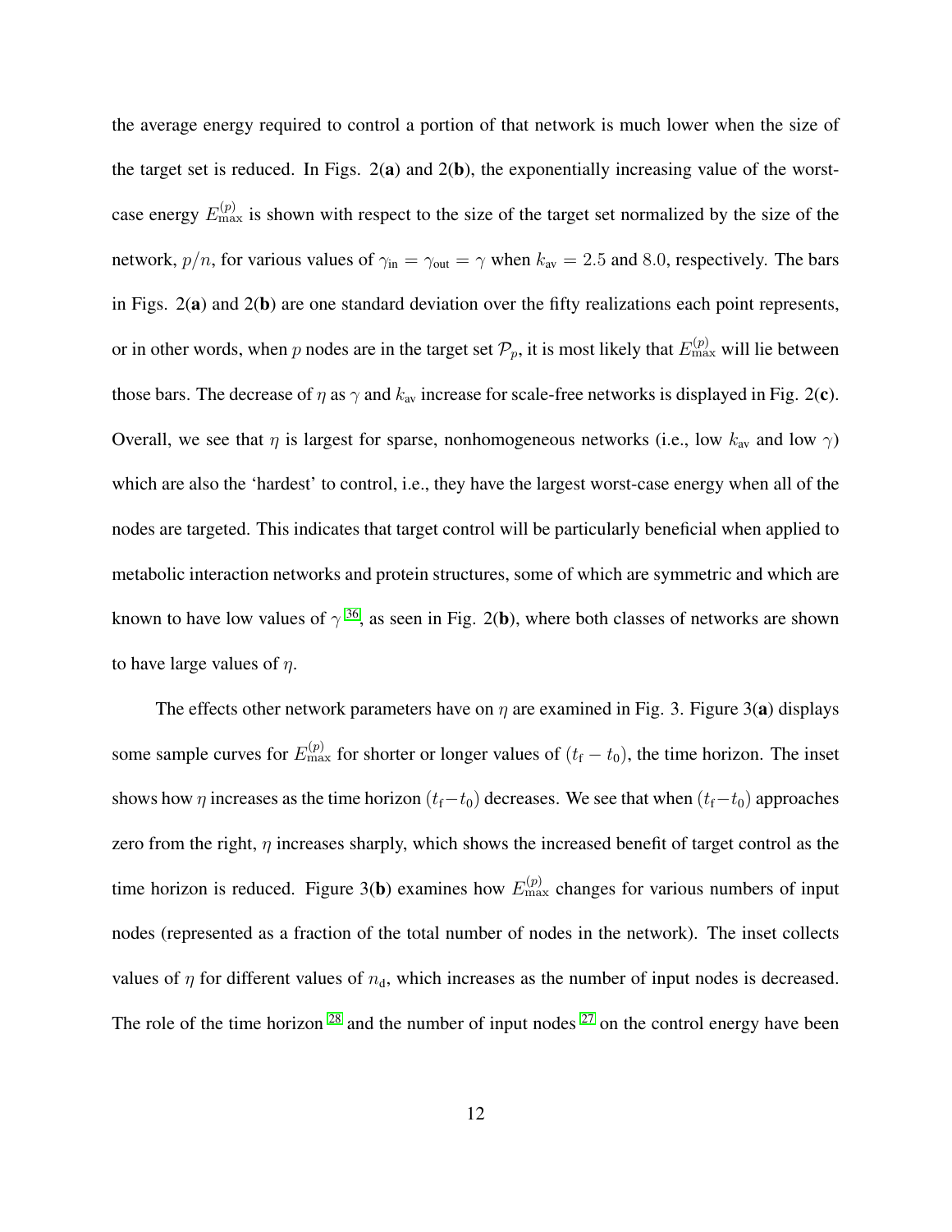the average energy required to control a portion of that network is much lower when the size of the target set is reduced. In Figs. 2(**a**) and 2(**b**), the exponentially increasing value of the worst-case energy $E_{\max}^{(p)}$ is shown with respect to the size of the target set normalized by the size of the network, $p/n$, for various values of $\gamma_{\text{in}} = \gamma_{\text{out}} = \gamma$ when $k_{\text{av}} = 2.5$ and $8.0$, respectively. The bars in Figs. 2(**a**) and 2(**b**) are one standard deviation over the fifty realizations each point represents, or in other words, when $p$ nodes are in the target set $\mathcal{P}_p$, it is most likely that $E_{\max}^{(p)}$ will lie between those bars. The decrease of $\eta$ as $\gamma$ and $k_{\text{av}}$ increase for scale-free networks is displayed in Fig. 2(**c**). Overall, we see that $\eta$ is largest for sparse, nonhomogeneous networks (i.e., low $k_{\text{av}}$ and low $\gamma$) which are also the 'hardest' to control, i.e., they have the largest worst-case energy when all of the nodes are targeted. This indicates that target control will be particularly beneficial when applied to metabolic interaction networks and protein structures, some of which are symmetric and which are known to have low values of $\gamma$ [36], as seen in Fig. 2(**b**), where both classes of networks are shown to have large values of $\eta$.

The effects other network parameters have on $\eta$ are examined in Fig. 3. Figure 3(**a**) displays some sample curves for $E_{\max}^{(p)}$ for shorter or longer values of $(t_{\text{f}} - t_0)$, the time horizon. The inset shows how $\eta$ increases as the time horizon $(t_{\text{f}} - t_0)$ decreases. We see that when $(t_{\text{f}} - t_0)$ approaches zero from the right, $\eta$ increases sharply, which shows the increased benefit of target control as the time horizon is reduced. Figure 3(**b**) examines how $E_{\max}^{(p)}$ changes for various numbers of input nodes (represented as a fraction of the total number of nodes in the network). The inset collects values of $\eta$ for different values of $n_{\text{d}}$, which increases as the number of input nodes is decreased. The role of the time horizon [28] and the number of input nodes [27] on the control energy have been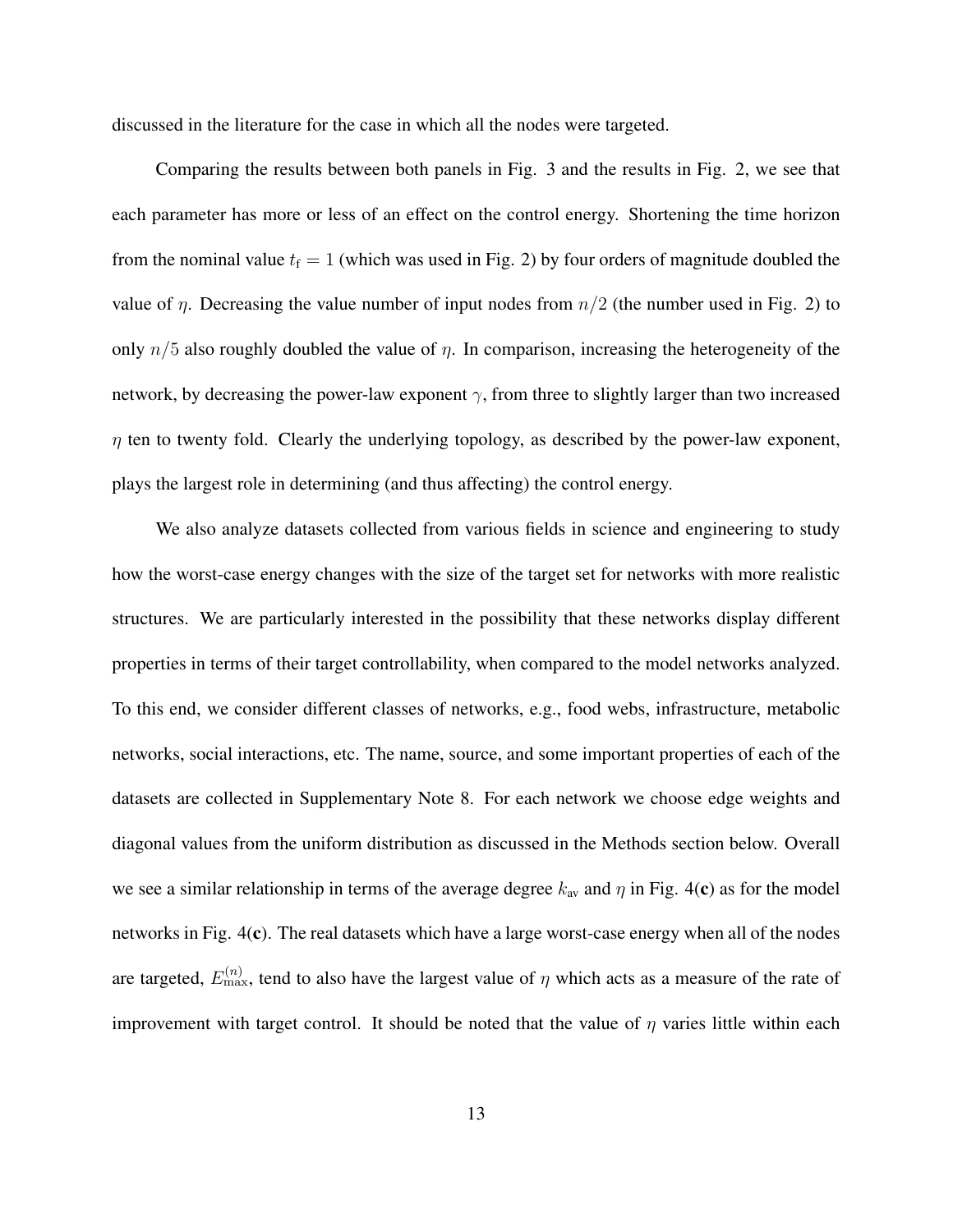discussed in the literature for the case in which all the nodes were targeted.

Comparing the results between both panels in Fig. 3 and the results in Fig. 2, we see that each parameter has more or less of an effect on the control energy. Shortening the time horizon from the nominal value $t_{\mathrm{f}} = 1$ (which was used in Fig. 2) by four orders of magnitude doubled the value of $\eta$. Decreasing the value number of input nodes from $n/2$ (the number used in Fig. 2) to only $n/5$ also roughly doubled the value of $\eta$. In comparison, increasing the heterogeneity of the network, by decreasing the power-law exponent $\gamma$, from three to slightly larger than two increased $\eta$ ten to twenty fold. Clearly the underlying topology, as described by the power-law exponent, plays the largest role in determining (and thus affecting) the control energy.

We also analyze datasets collected from various fields in science and engineering to study how the worst-case energy changes with the size of the target set for networks with more realistic structures. We are particularly interested in the possibility that these networks display different properties in terms of their target controllability, when compared to the model networks analyzed. To this end, we consider different classes of networks, e.g., food webs, infrastructure, metabolic networks, social interactions, etc. The name, source, and some important properties of each of the datasets are collected in Supplementary Note 8. For each network we choose edge weights and diagonal values from the uniform distribution as discussed in the Methods section below. Overall we see a similar relationship in terms of the average degree $k_{\mathrm{av}}$ and $\eta$ in Fig. 4(**c**) as for the model networks in Fig. 4(**c**). The real datasets which have a large worst-case energy when all of the nodes are targeted, $E_{\max}^{(n)}$, tend to also have the largest value of $\eta$ which acts as a measure of the rate of improvement with target control. It should be noted that the value of $\eta$ varies little within each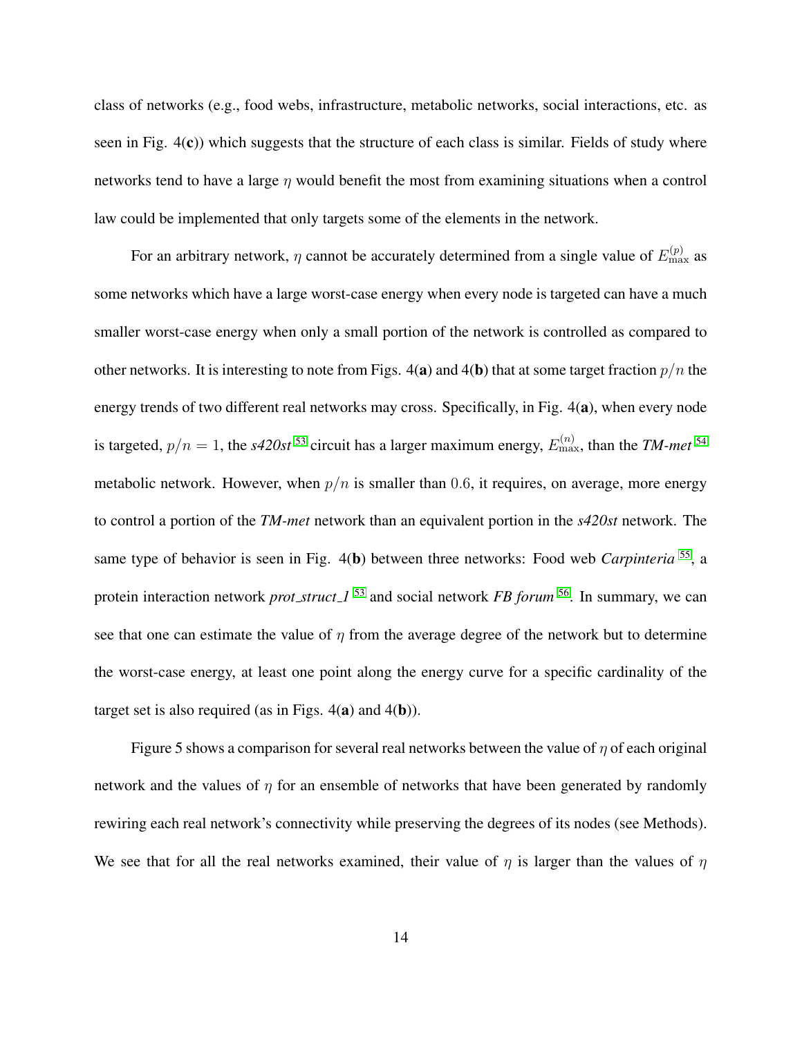class of networks (e.g., food webs, infrastructure, metabolic networks, social interactions, etc. as seen in Fig. 4(**c**)) which suggests that the structure of each class is similar. Fields of study where networks tend to have a large $\eta$ would benefit the most from examining situations when a control law could be implemented that only targets some of the elements in the network.

For an arbitrary network, $\eta$ cannot be accurately determined from a single value of $E_{\max}^{(p)}$ as some networks which have a large worst-case energy when every node is targeted can have a much smaller worst-case energy when only a small portion of the network is controlled as compared to other networks. It is interesting to note from Figs. 4(**a**) and 4(**b**) that at some target fraction $p/n$ the energy trends of two different real networks may cross. Specifically, in Fig. 4(**a**), when every node is targeted, $p/n = 1$, the ***s420st***[53] circuit has a larger maximum energy, $E_{\max}^{(n)}$, than the ***TM-met***[54] metabolic network. However, when $p/n$ is smaller than $0.6$, it requires, on average, more energy to control a portion of the ***TM-met*** network than an equivalent portion in the ***s420st*** network. The same type of behavior is seen in Fig. 4(**b**) between three networks: Food web ***Carpinteria***[55], a protein interaction network ***prot_struct_1***[53] and social network ***FB forum***[56]. In summary, we can see that one can estimate the value of $\eta$ from the average degree of the network but to determine the worst-case energy, at least one point along the energy curve for a specific cardinality of the target set is also required (as in Figs. 4(**a**) and 4(**b**)).

Figure 5 shows a comparison for several real networks between the value of $\eta$ of each original network and the values of $\eta$ for an ensemble of networks that have been generated by randomly rewiring each real network's connectivity while preserving the degrees of its nodes (see Methods). We see that for all the real networks examined, their value of $\eta$ is larger than the values of $\eta$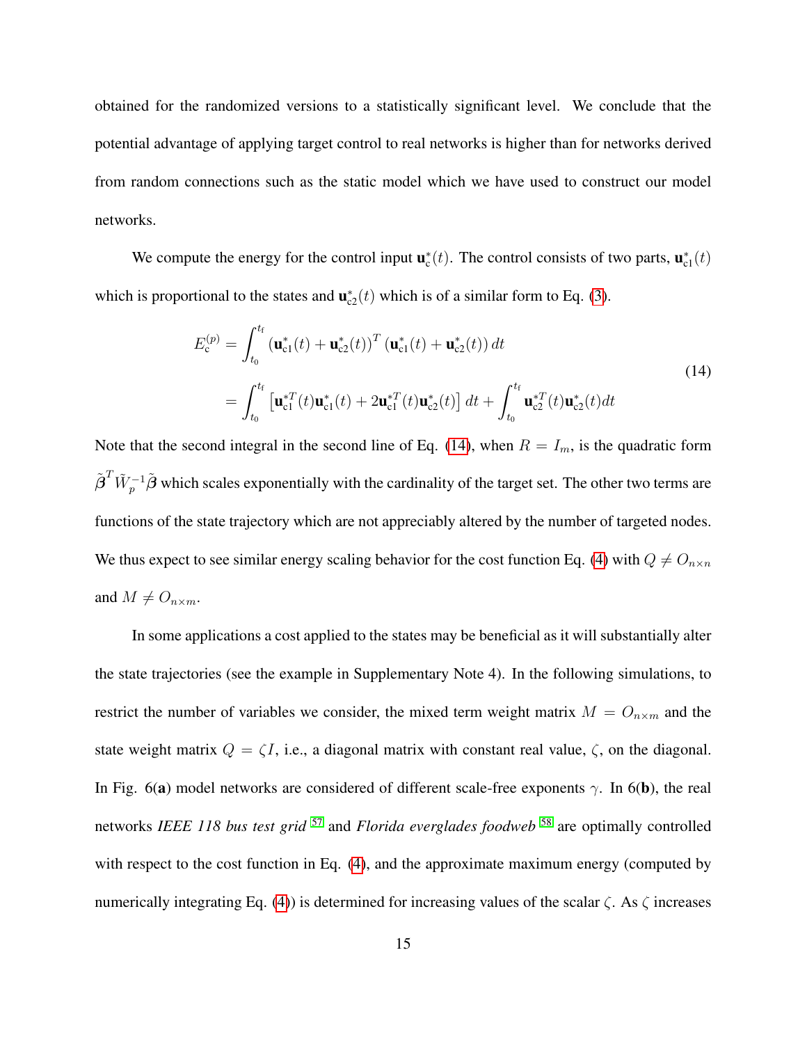obtained for the randomized versions to a statistically significant level. We conclude that the potential advantage of applying target control to real networks is higher than for networks derived from random connections such as the static model which we have used to construct our model networks.

We compute the energy for the control input $\mathbf{u}_{\rm c}^*(t)$. The control consists of two parts, $\mathbf{u}_{\rm c1}^*(t)$ which is proportional to the states and $\mathbf{u}_{\rm c2}^*(t)$ which is of a similar form to Eq. (3).

$$
\begin{aligned}
E_{\rm c}^{(p)} &= \int_{t_0}^{t_{\rm f}} \left(\mathbf{u}_{\rm c1}^*(t) + \mathbf{u}_{\rm c2}^*(t)\right)^T \left(\mathbf{u}_{\rm c1}^*(t) + \mathbf{u}_{\rm c2}^*(t)\right) dt \\
&= \int_{t_0}^{t_{\rm f}} \left[\mathbf{u}_{\rm c1}^{*T}(t)\mathbf{u}_{\rm c1}^*(t) + 2\mathbf{u}_{\rm c1}^{*T}(t)\mathbf{u}_{\rm c2}^*(t)\right] dt + \int_{t_0}^{t_{\rm f}} \mathbf{u}_{\rm c2}^{*T}(t)\mathbf{u}_{\rm c2}^*(t) dt
\end{aligned}
\tag{14}
$$

Note that the second integral in the second line of Eq. (14), when $R = I_m$, is the quadratic form $\tilde{\boldsymbol{\beta}}^T \tilde{W}_p^{-1} \tilde{\boldsymbol{\beta}}$ which scales exponentially with the cardinality of the target set. The other two terms are functions of the state trajectory which are not appreciably altered by the number of targeted nodes. We thus expect to see similar energy scaling behavior for the cost function Eq. (4) with $Q \neq O_{n\times n}$ and $M \neq O_{n\times m}$.

In some applications a cost applied to the states may be beneficial as it will substantially alter the state trajectories (see the example in Supplementary Note 4). In the following simulations, to restrict the number of variables we consider, the mixed term weight matrix $M = O_{n\times m}$ and the state weight matrix $Q = \zeta I$, i.e., a diagonal matrix with constant real value, $\zeta$, on the diagonal. In Fig. 6(**a**) model networks are considered of different scale-free exponents $\gamma$. In 6(**b**), the real networks *IEEE 118 bus test grid* [57] and *Florida everglades foodweb* [58] are optimally controlled with respect to the cost function in Eq. (4), and the approximate maximum energy (computed by numerically integrating Eq. (4)) is determined for increasing values of the scalar $\zeta$. As $\zeta$ increases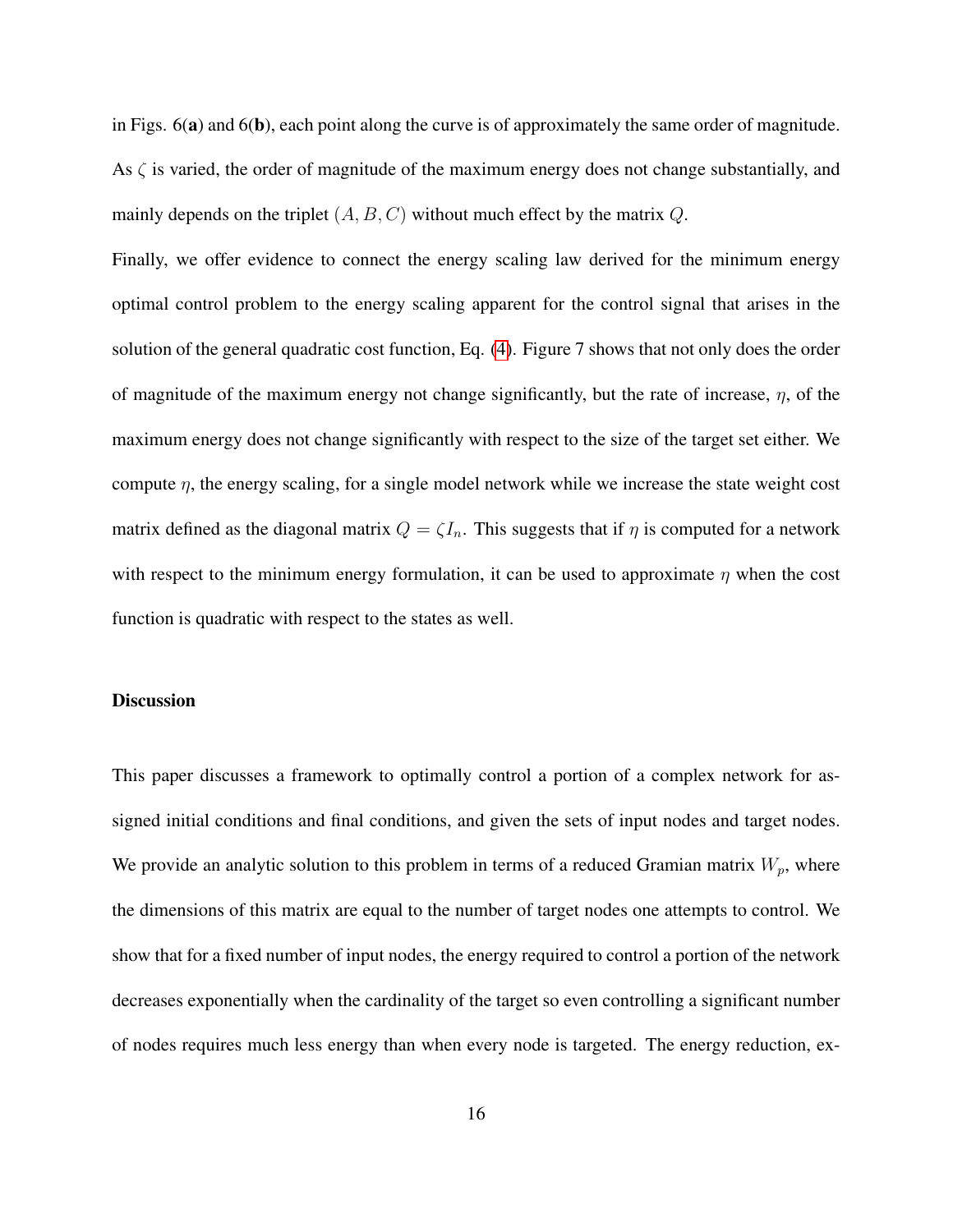in Figs. 6(**a**) and 6(**b**), each point along the curve is of approximately the same order of magnitude. As $\zeta$ is varied, the order of magnitude of the maximum energy does not change substantially, and mainly depends on the triplet $(A, B, C)$ without much effect by the matrix $Q$.

Finally, we offer evidence to connect the energy scaling law derived for the minimum energy optimal control problem to the energy scaling apparent for the control signal that arises in the solution of the general quadratic cost function, Eq. (4). Figure 7 shows that not only does the order of magnitude of the maximum energy not change significantly, but the rate of increase, $\eta$, of the maximum energy does not change significantly with respect to the size of the target set either. We compute $\eta$, the energy scaling, for a single model network while we increase the state weight cost matrix defined as the diagonal matrix $Q = \zeta I_n$. This suggests that if $\eta$ is computed for a network with respect to the minimum energy formulation, it can be used to approximate $\eta$ when the cost function is quadratic with respect to the states as well.

### Discussion

This paper discusses a framework to optimally control a portion of a complex network for assigned initial conditions and final conditions, and given the sets of input nodes and target nodes. We provide an analytic solution to this problem in terms of a reduced Gramian matrix $W_p$, where the dimensions of this matrix are equal to the number of target nodes one attempts to control. We show that for a fixed number of input nodes, the energy required to control a portion of the network decreases exponentially when the cardinality of the target so even controlling a significant number of nodes requires much less energy than when every node is targeted. The energy reduction, ex-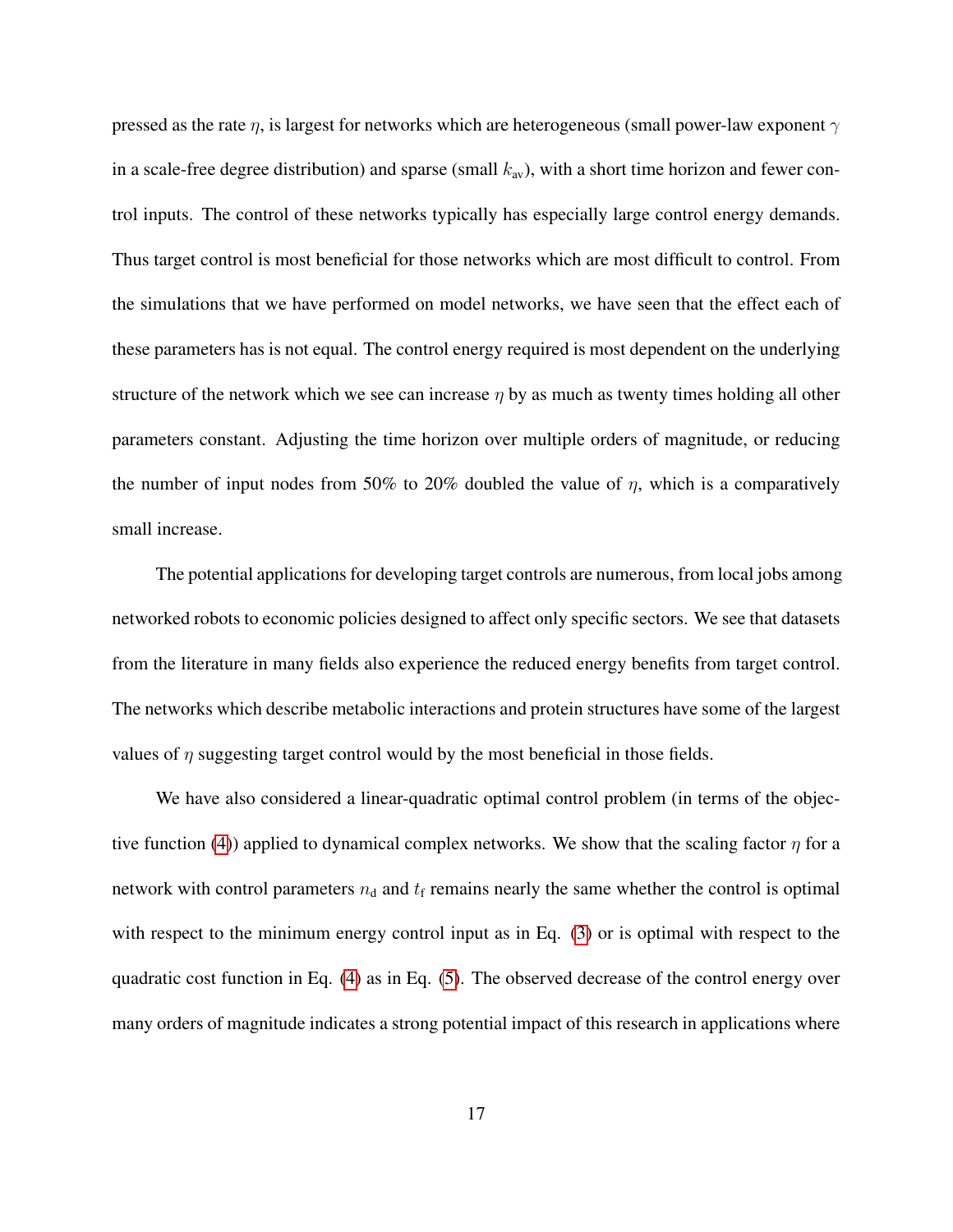pressed as the rate $\eta$, is largest for networks which are heterogeneous (small power-law exponent $\gamma$ in a scale-free degree distribution) and sparse (small $k_{\text{av}}$), with a short time horizon and fewer control inputs. The control of these networks typically has especially large control energy demands. Thus target control is most beneficial for those networks which are most difficult to control. From the simulations that we have performed on model networks, we have seen that the effect each of these parameters has is not equal. The control energy required is most dependent on the underlying structure of the network which we see can increase $\eta$ by as much as twenty times holding all other parameters constant. Adjusting the time horizon over multiple orders of magnitude, or reducing the number of input nodes from 50% to 20% doubled the value of $\eta$, which is a comparatively small increase.

The potential applications for developing target controls are numerous, from local jobs among networked robots to economic policies designed to affect only specific sectors. We see that datasets from the literature in many fields also experience the reduced energy benefits from target control. The networks which describe metabolic interactions and protein structures have some of the largest values of $\eta$ suggesting target control would by the most beneficial in those fields.

We have also considered a linear-quadratic optimal control problem (in terms of the objective function (4)) applied to dynamical complex networks. We show that the scaling factor $\eta$ for a network with control parameters $n_{\text{d}}$ and $t_{\text{f}}$ remains nearly the same whether the control is optimal with respect to the minimum energy control input as in Eq. (3) or is optimal with respect to the quadratic cost function in Eq. (4) as in Eq. (5). The observed decrease of the control energy over many orders of magnitude indicates a strong potential impact of this research in applications where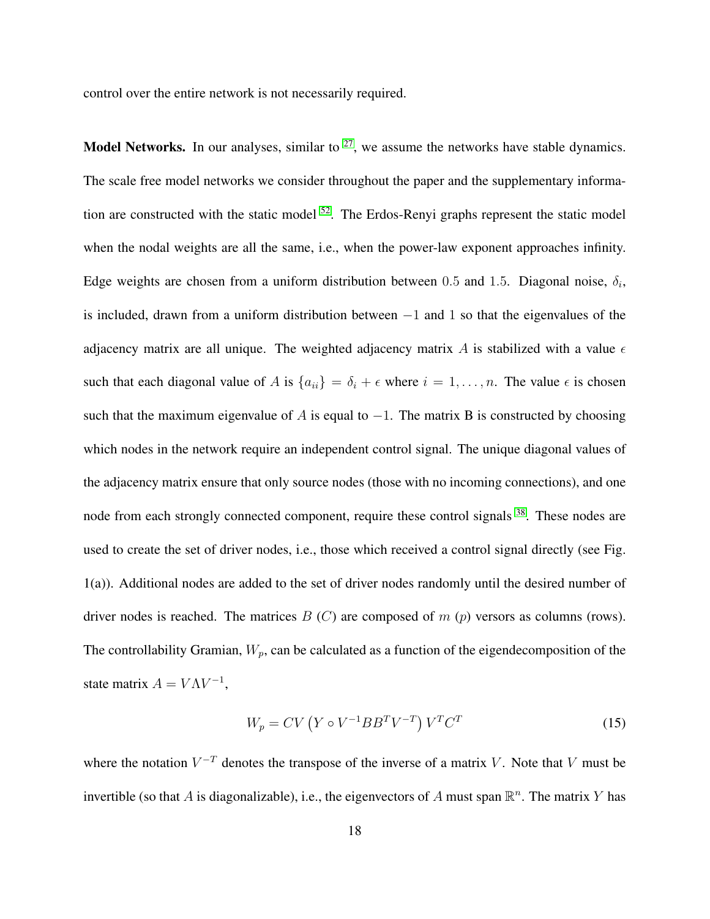control over the entire network is not necessarily required.

**Model Networks.** In our analyses, similar to [27], we assume the networks have stable dynamics. The scale free model networks we consider throughout the paper and the supplementary information are constructed with the static model [52]. The Erdos-Renyi graphs represent the static model when the nodal weights are all the same, i.e., when the power-law exponent approaches infinity. Edge weights are chosen from a uniform distribution between $0.5$ and $1.5$. Diagonal noise, $\delta_i$, is included, drawn from a uniform distribution between $-1$ and $1$ so that the eigenvalues of the adjacency matrix are all unique. The weighted adjacency matrix $A$ is stabilized with a value $\epsilon$ such that each diagonal value of $A$ is $\{a_{ii}\} = \delta_i + \epsilon$ where $i = 1, \ldots, n$. The value $\epsilon$ is chosen such that the maximum eigenvalue of $A$ is equal to $-1$. The matrix B is constructed by choosing which nodes in the network require an independent control signal. The unique diagonal values of the adjacency matrix ensure that only source nodes (those with no incoming connections), and one node from each strongly connected component, require these control signals [38]. These nodes are used to create the set of driver nodes, i.e., those which received a control signal directly (see Fig. 1(a)). Additional nodes are added to the set of driver nodes randomly until the desired number of driver nodes is reached. The matrices $B$ ($C$) are composed of $m$ ($p$) versors as columns (rows). The controllability Gramian, $W_p$, can be calculated as a function of the eigendecomposition of the state matrix $A = V\Lambda V^{-1}$,

$$W_p = CV\left(Y \circ V^{-1}BB^TV^{-T}\right)V^TC^T \tag{15}$$

where the notation $V^{-T}$ denotes the transpose of the inverse of a matrix $V$. Note that $V$ must be invertible (so that $A$ is diagonalizable), i.e., the eigenvectors of $A$ must span $\mathbb{R}^n$. The matrix $Y$ has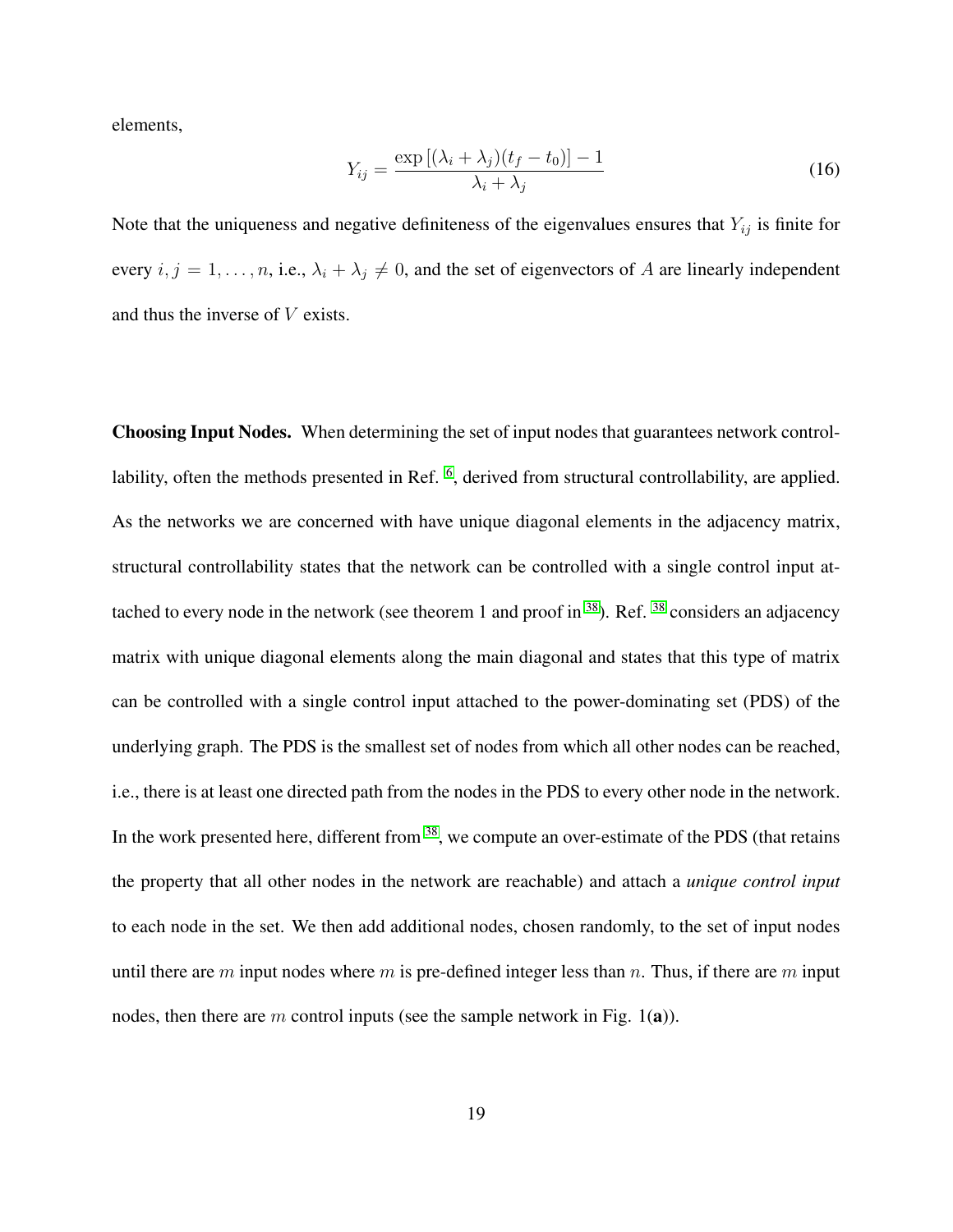elements,

$$Y_{ij} = \frac{\exp\left[(\lambda_i + \lambda_j)(t_f - t_0)\right] - 1}{\lambda_i + \lambda_j} \tag{16}$$

Note that the uniqueness and negative definiteness of the eigenvalues ensures that $Y_{ij}$ is finite for every $i, j = 1, \dots, n$, i.e., $\lambda_i + \lambda_j \neq 0$, and the set of eigenvectors of $A$ are linearly independent and thus the inverse of $V$ exists.

**Choosing Input Nodes.** When determining the set of input nodes that guarantees network controllability, often the methods presented in Ref. [6], derived from structural controllability, are applied. As the networks we are concerned with have unique diagonal elements in the adjacency matrix, structural controllability states that the network can be controlled with a single control input attached to every node in the network (see theorem 1 and proof in [38]). Ref. [38] considers an adjacency matrix with unique diagonal elements along the main diagonal and states that this type of matrix can be controlled with a single control input attached to the power-dominating set (PDS) of the underlying graph. The PDS is the smallest set of nodes from which all other nodes can be reached, i.e., there is at least one directed path from the nodes in the PDS to every other node in the network. In the work presented here, different from [38], we compute an over-estimate of the PDS (that retains the property that all other nodes in the network are reachable) and attach a *unique control input* to each node in the set. We then add additional nodes, chosen randomly, to the set of input nodes until there are $m$ input nodes where $m$ is pre-defined integer less than $n$. Thus, if there are $m$ input nodes, then there are $m$ control inputs (see the sample network in Fig. 1(**a**)).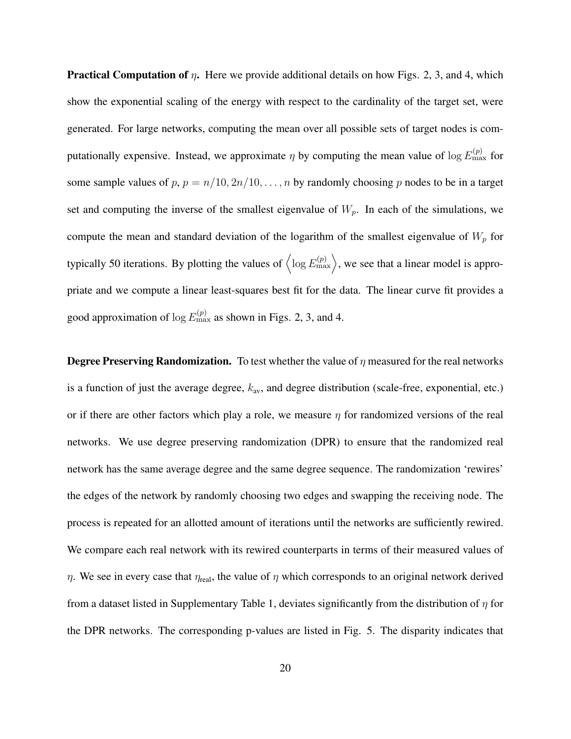**Practical Computation of $\eta$.** Here we provide additional details on how Figs. 2, 3, and 4, which show the exponential scaling of the energy with respect to the cardinality of the target set, were generated. For large networks, computing the mean over all possible sets of target nodes is computationally expensive. Instead, we approximate $\eta$ by computing the mean value of $\log E_{\max}^{(p)}$ for some sample values of $p$, $p = n/10, 2n/10, \ldots, n$ by randomly choosing $p$ nodes to be in a target set and computing the inverse of the smallest eigenvalue of $W_p$. In each of the simulations, we compute the mean and standard deviation of the logarithm of the smallest eigenvalue of $W_p$ for typically 50 iterations. By plotting the values of $\left\langle \log E_{\max}^{(p)} \right\rangle$, we see that a linear model is appropriate and we compute a linear least-squares best fit for the data. The linear curve fit provides a good approximation of $\log E_{\max}^{(p)}$ as shown in Figs. 2, 3, and 4.

**Degree Preserving Randomization.** To test whether the value of $\eta$ measured for the real networks is a function of just the average degree, $k_{\text{av}}$, and degree distribution (scale-free, exponential, etc.) or if there are other factors which play a role, we measure $\eta$ for randomized versions of the real networks. We use degree preserving randomization (DPR) to ensure that the randomized real network has the same average degree and the same degree sequence. The randomization 'rewires' the edges of the network by randomly choosing two edges and swapping the receiving node. The process is repeated for an allotted amount of iterations until the networks are sufficiently rewired. We compare each real network with its rewired counterparts in terms of their measured values of $\eta$. We see in every case that $\eta_{\text{real}}$, the value of $\eta$ which corresponds to an original network derived from a dataset listed in Supplementary Table 1, deviates significantly from the distribution of $\eta$ for the DPR networks. The corresponding p-values are listed in Fig. 5. The disparity indicates that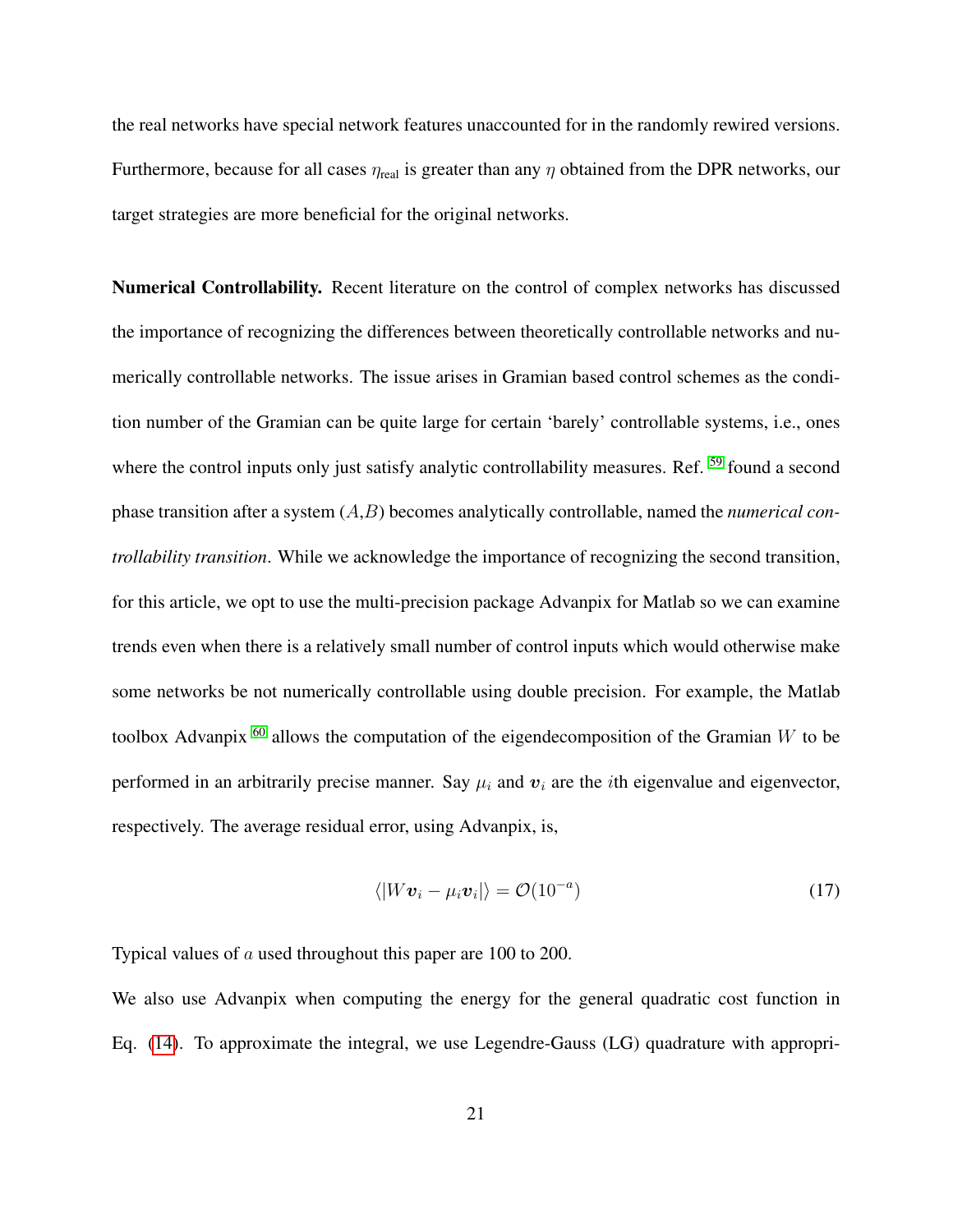the real networks have special network features unaccounted for in the randomly rewired versions. Furthermore, because for all cases $\eta_{\text{real}}$ is greater than any $\eta$ obtained from the DPR networks, our target strategies are more beneficial for the original networks.

**Numerical Controllability.** Recent literature on the control of complex networks has discussed the importance of recognizing the differences between theoretically controllable networks and numerically controllable networks. The issue arises in Gramian based control schemes as the condition number of the Gramian can be quite large for certain 'barely' controllable systems, i.e., ones where the control inputs only just satisfy analytic controllability measures. Ref. [59] found a second phase transition after a system $(A,B)$ becomes analytically controllable, named the *numerical controllability transition*. While we acknowledge the importance of recognizing the second transition, for this article, we opt to use the multi-precision package Advanpix for Matlab so we can examine trends even when there is a relatively small number of control inputs which would otherwise make some networks be not numerically controllable using double precision. For example, the Matlab toolbox Advanpix [60] allows the computation of the eigendecomposition of the Gramian $W$ to be performed in an arbitrarily precise manner. Say $\mu_i$ and $\boldsymbol{v}_i$ are the $i$th eigenvalue and eigenvector, respectively. The average residual error, using Advanpix, is,

$$\langle |W\boldsymbol{v}_i - \mu_i \boldsymbol{v}_i| \rangle = \mathcal{O}(10^{-a}) \tag{17}$$

Typical values of $a$ used throughout this paper are 100 to 200.

We also use Advanpix when computing the energy for the general quadratic cost function in Eq. (14). To approximate the integral, we use Legendre-Gauss (LG) quadrature with appropri-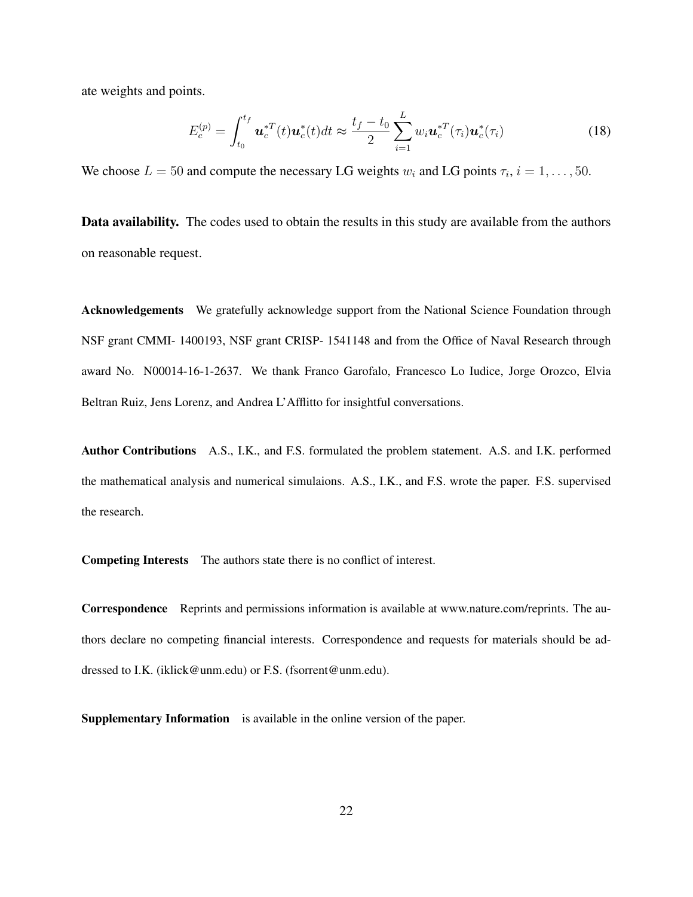ate weights and points.

$$E_c^{(p)} = \int_{t_0}^{t_f} \boldsymbol{u}_c^{*T}(t)\boldsymbol{u}_c^*(t)dt \approx \frac{t_f - t_0}{2} \sum_{i=1}^{L} w_i \boldsymbol{u}_c^{*T}(\tau_i)\boldsymbol{u}_c^*(\tau_i) \tag{18}$$

We choose $L = 50$ and compute the necessary LG weights $w_i$ and LG points $\tau_i$, $i = 1, \ldots, 50$.

**Data availability.** The codes used to obtain the results in this study are available from the authors on reasonable request.

**Acknowledgements** We gratefully acknowledge support from the National Science Foundation through NSF grant CMMI- 1400193, NSF grant CRISP- 1541148 and from the Office of Naval Research through award No. N00014-16-1-2637. We thank Franco Garofalo, Francesco Lo Iudice, Jorge Orozco, Elvia Beltran Ruiz, Jens Lorenz, and Andrea L'Afflitto for insightful conversations.

**Author Contributions** A.S., I.K., and F.S. formulated the problem statement. A.S. and I.K. performed the mathematical analysis and numerical simulaions. A.S., I.K., and F.S. wrote the paper. F.S. supervised the research.

**Competing Interests** The authors state there is no conflict of interest.

**Correspondence** Reprints and permissions information is available at www.nature.com/reprints. The authors declare no competing financial interests. Correspondence and requests for materials should be addressed to I.K. (iklick@unm.edu) or F.S. (fsorrent@unm.edu).

**Supplementary Information** is available in the online version of the paper.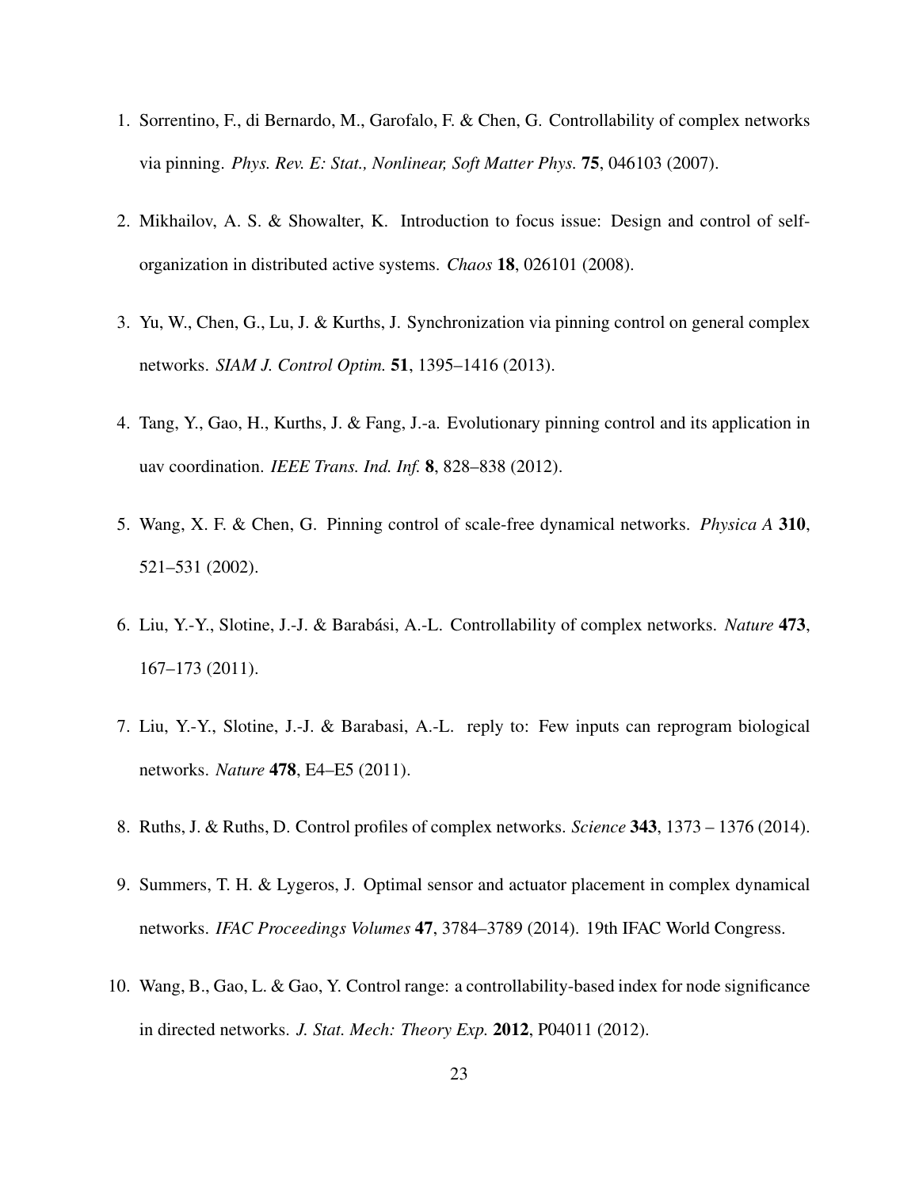1. Sorrentino, F., di Bernardo, M., Garofalo, F. & Chen, G. Controllability of complex networks via pinning. *Phys. Rev. E: Stat., Nonlinear, Soft Matter Phys.* **75**, 046103 (2007).

2. Mikhailov, A. S. & Showalter, K. Introduction to focus issue: Design and control of self-organization in distributed active systems. *Chaos* **18**, 026101 (2008).

3. Yu, W., Chen, G., Lu, J. & Kurths, J. Synchronization via pinning control on general complex networks. *SIAM J. Control Optim.* **51**, 1395–1416 (2013).

4. Tang, Y., Gao, H., Kurths, J. & Fang, J.-a. Evolutionary pinning control and its application in uav coordination. *IEEE Trans. Ind. Inf.* **8**, 828–838 (2012).

5. Wang, X. F. & Chen, G. Pinning control of scale-free dynamical networks. *Physica A* **310**, 521–531 (2002).

6. Liu, Y.-Y., Slotine, J.-J. & Barabási, A.-L. Controllability of complex networks. *Nature* **473**, 167–173 (2011).

7. Liu, Y.-Y., Slotine, J.-J. & Barabasi, A.-L. reply to: Few inputs can reprogram biological networks. *Nature* **478**, E4–E5 (2011).

8. Ruths, J. & Ruths, D. Control profiles of complex networks. *Science* **343**, 1373 – 1376 (2014).

9. Summers, T. H. & Lygeros, J. Optimal sensor and actuator placement in complex dynamical networks. *IFAC Proceedings Volumes* **47**, 3784–3789 (2014). 19th IFAC World Congress.

10. Wang, B., Gao, L. & Gao, Y. Control range: a controllability-based index for node significance in directed networks. *J. Stat. Mech: Theory Exp.* **2012**, P04011 (2012).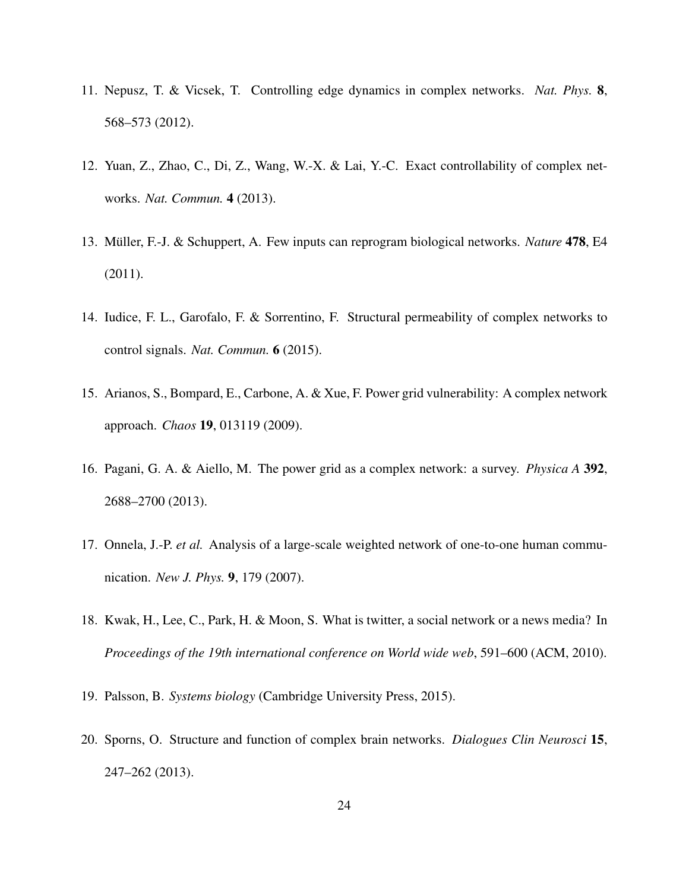11. Nepusz, T. & Vicsek, T. Controlling edge dynamics in complex networks. *Nat. Phys.* **8**, 568–573 (2012).

12. Yuan, Z., Zhao, C., Di, Z., Wang, W.-X. & Lai, Y.-C. Exact controllability of complex networks. *Nat. Commun.* **4** (2013).

13. Müller, F.-J. & Schuppert, A. Few inputs can reprogram biological networks. *Nature* **478**, E4 (2011).

14. Iudice, F. L., Garofalo, F. & Sorrentino, F. Structural permeability of complex networks to control signals. *Nat. Commun.* **6** (2015).

15. Arianos, S., Bompard, E., Carbone, A. & Xue, F. Power grid vulnerability: A complex network approach. *Chaos* **19**, 013119 (2009).

16. Pagani, G. A. & Aiello, M. The power grid as a complex network: a survey. *Physica A* **392**, 2688–2700 (2013).

17. Onnela, J.-P. *et al.* Analysis of a large-scale weighted network of one-to-one human communication. *New J. Phys.* **9**, 179 (2007).

18. Kwak, H., Lee, C., Park, H. & Moon, S. What is twitter, a social network or a news media? In *Proceedings of the 19th international conference on World wide web*, 591–600 (ACM, 2010).

19. Palsson, B. *Systems biology* (Cambridge University Press, 2015).

20. Sporns, O. Structure and function of complex brain networks. *Dialogues Clin Neurosci* **15**, 247–262 (2013).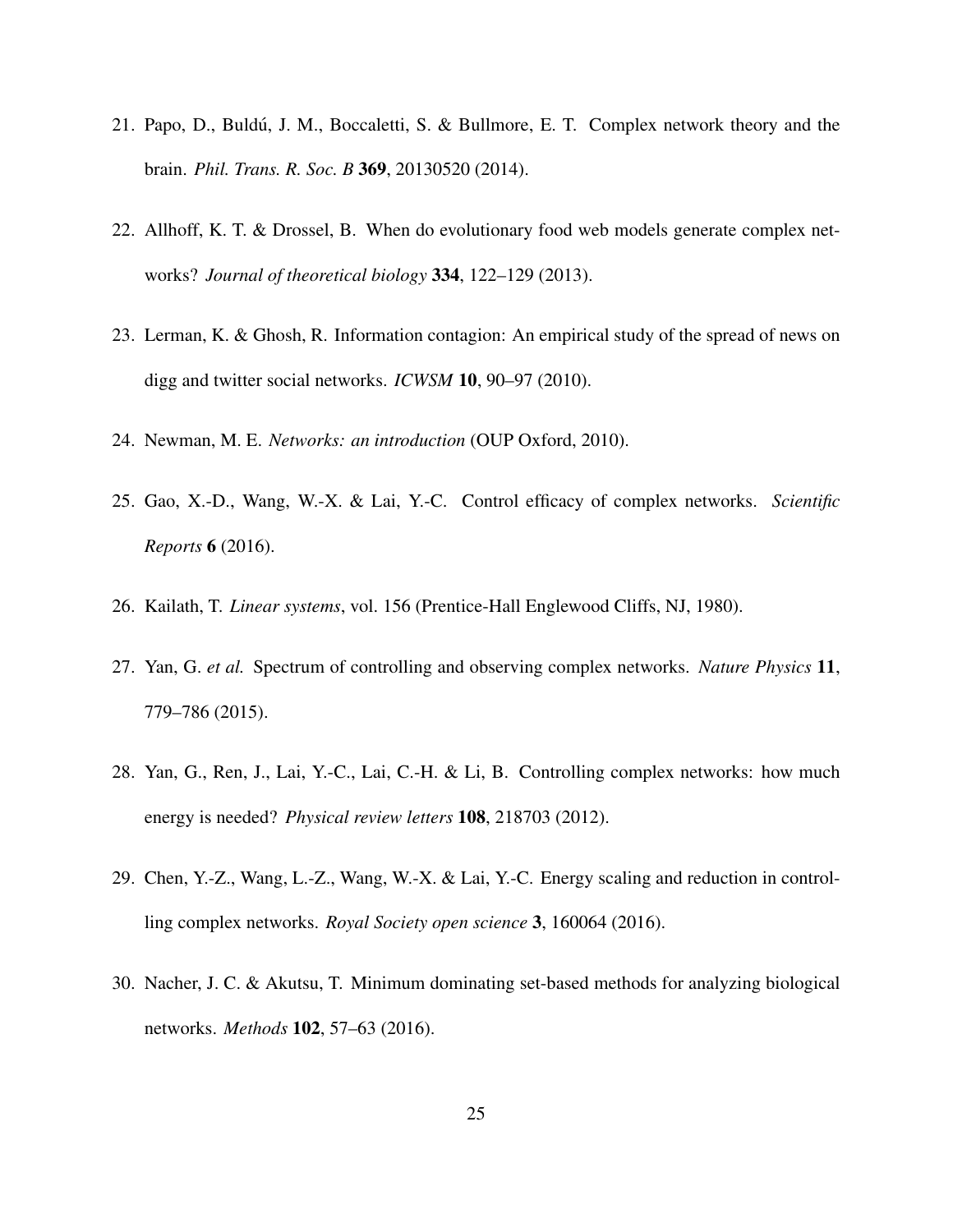21. Papo, D., Buldú, J. M., Boccaletti, S. & Bullmore, E. T. Complex network theory and the brain. *Phil. Trans. R. Soc. B* **369**, 20130520 (2014).

22. Allhoff, K. T. & Drossel, B. When do evolutionary food web models generate complex networks? *Journal of theoretical biology* **334**, 122–129 (2013).

23. Lerman, K. & Ghosh, R. Information contagion: An empirical study of the spread of news on digg and twitter social networks. *ICWSM* **10**, 90–97 (2010).

24. Newman, M. E. *Networks: an introduction* (OUP Oxford, 2010).

25. Gao, X.-D., Wang, W.-X. & Lai, Y.-C. Control efficacy of complex networks. *Scientific Reports* **6** (2016).

26. Kailath, T. *Linear systems*, vol. 156 (Prentice-Hall Englewood Cliffs, NJ, 1980).

27. Yan, G. *et al.* Spectrum of controlling and observing complex networks. *Nature Physics* **11**, 779–786 (2015).

28. Yan, G., Ren, J., Lai, Y.-C., Lai, C.-H. & Li, B. Controlling complex networks: how much energy is needed? *Physical review letters* **108**, 218703 (2012).

29. Chen, Y.-Z., Wang, L.-Z., Wang, W.-X. & Lai, Y.-C. Energy scaling and reduction in controlling complex networks. *Royal Society open science* **3**, 160064 (2016).

30. Nacher, J. C. & Akutsu, T. Minimum dominating set-based methods for analyzing biological networks. *Methods* **102**, 57–63 (2016).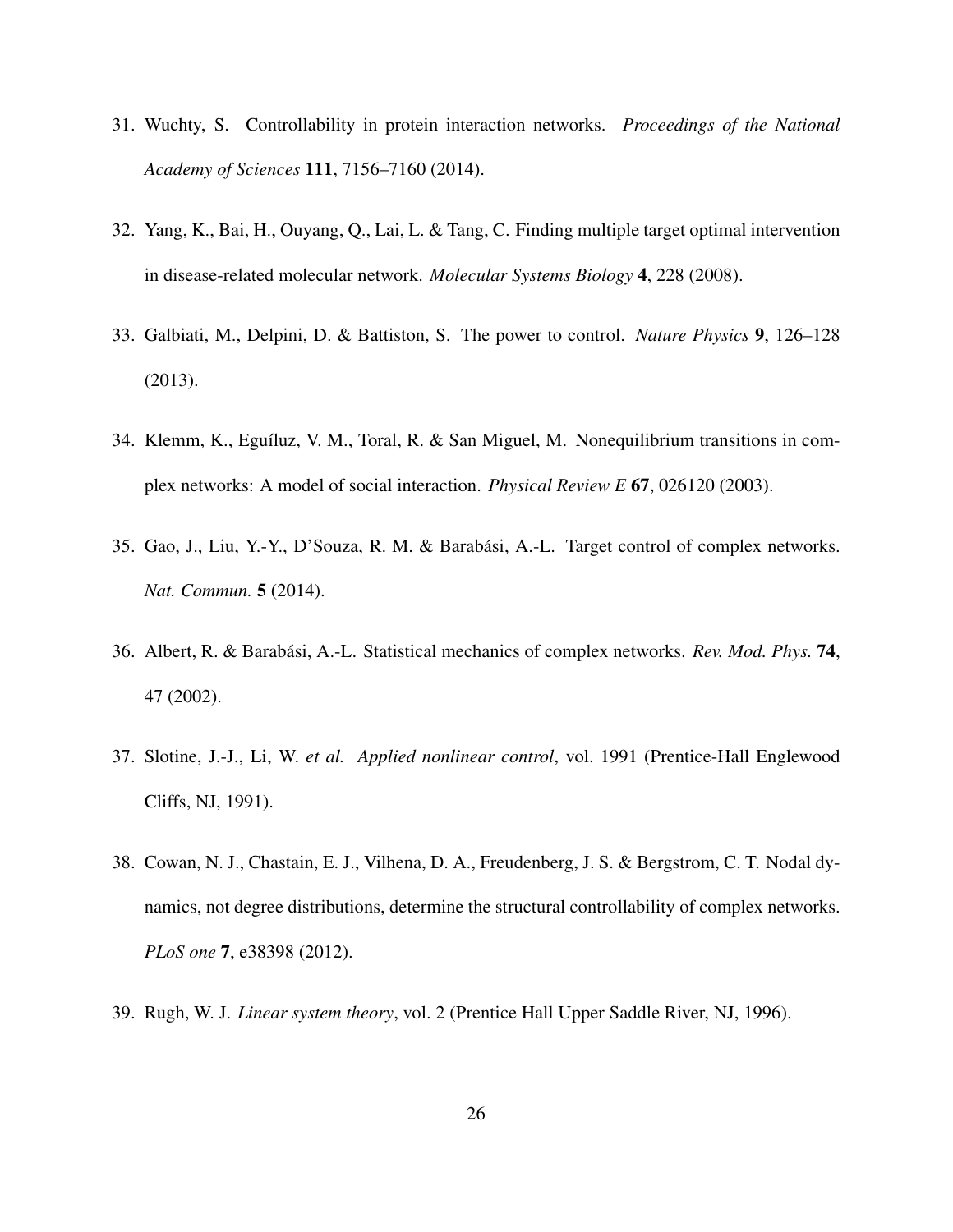31. Wuchty, S. Controllability in protein interaction networks. *Proceedings of the National Academy of Sciences* **111**, 7156–7160 (2014).

32. Yang, K., Bai, H., Ouyang, Q., Lai, L. & Tang, C. Finding multiple target optimal intervention in disease-related molecular network. *Molecular Systems Biology* **4**, 228 (2008).

33. Galbiati, M., Delpini, D. & Battiston, S. The power to control. *Nature Physics* **9**, 126–128 (2013).

34. Klemm, K., Eguíluz, V. M., Toral, R. & San Miguel, M. Nonequilibrium transitions in complex networks: A model of social interaction. *Physical Review E* **67**, 026120 (2003).

35. Gao, J., Liu, Y.-Y., D'Souza, R. M. & Barabási, A.-L. Target control of complex networks. *Nat. Commun.* **5** (2014).

36. Albert, R. & Barabási, A.-L. Statistical mechanics of complex networks. *Rev. Mod. Phys.* **74**, 47 (2002).

37. Slotine, J.-J., Li, W. *et al.* *Applied nonlinear control*, vol. 1991 (Prentice-Hall Englewood Cliffs, NJ, 1991).

38. Cowan, N. J., Chastain, E. J., Vilhena, D. A., Freudenberg, J. S. & Bergstrom, C. T. Nodal dynamics, not degree distributions, determine the structural controllability of complex networks. *PLoS one* **7**, e38398 (2012).

39. Rugh, W. J. *Linear system theory*, vol. 2 (Prentice Hall Upper Saddle River, NJ, 1996).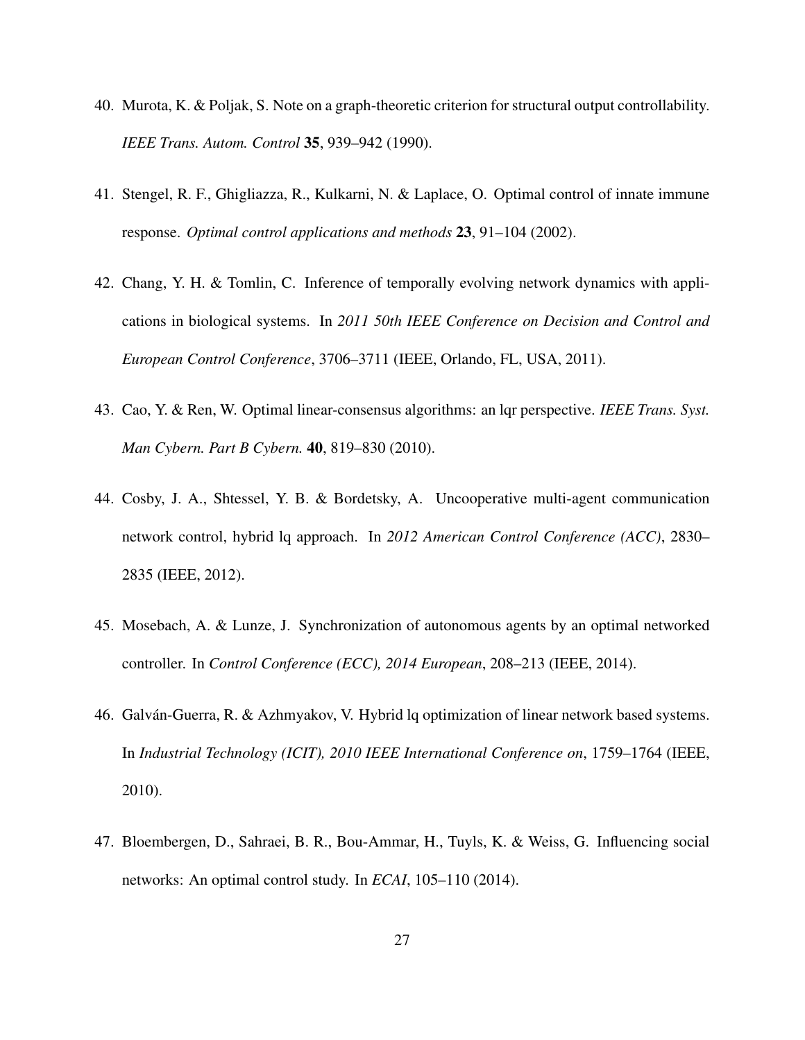40. Murota, K. & Poljak, S. Note on a graph-theoretic criterion for structural output controllability. *IEEE Trans. Autom. Control* **35**, 939–942 (1990).

41. Stengel, R. F., Ghigliazza, R., Kulkarni, N. & Laplace, O. Optimal control of innate immune response. *Optimal control applications and methods* **23**, 91–104 (2002).

42. Chang, Y. H. & Tomlin, C. Inference of temporally evolving network dynamics with applications in biological systems. In *2011 50th IEEE Conference on Decision and Control and European Control Conference*, 3706–3711 (IEEE, Orlando, FL, USA, 2011).

43. Cao, Y. & Ren, W. Optimal linear-consensus algorithms: an lqr perspective. *IEEE Trans. Syst. Man Cybern. Part B Cybern.* **40**, 819–830 (2010).

44. Cosby, J. A., Shtessel, Y. B. & Bordetsky, A. Uncooperative multi-agent communication network control, hybrid lq approach. In *2012 American Control Conference (ACC)*, 2830–2835 (IEEE, 2012).

45. Mosebach, A. & Lunze, J. Synchronization of autonomous agents by an optimal networked controller. In *Control Conference (ECC), 2014 European*, 208–213 (IEEE, 2014).

46. Galván-Guerra, R. & Azhmyakov, V. Hybrid lq optimization of linear network based systems. In *Industrial Technology (ICIT), 2010 IEEE International Conference on*, 1759–1764 (IEEE, 2010).

47. Bloembergen, D., Sahraei, B. R., Bou-Ammar, H., Tuyls, K. & Weiss, G. Influencing social networks: An optimal control study. In *ECAI*, 105–110 (2014).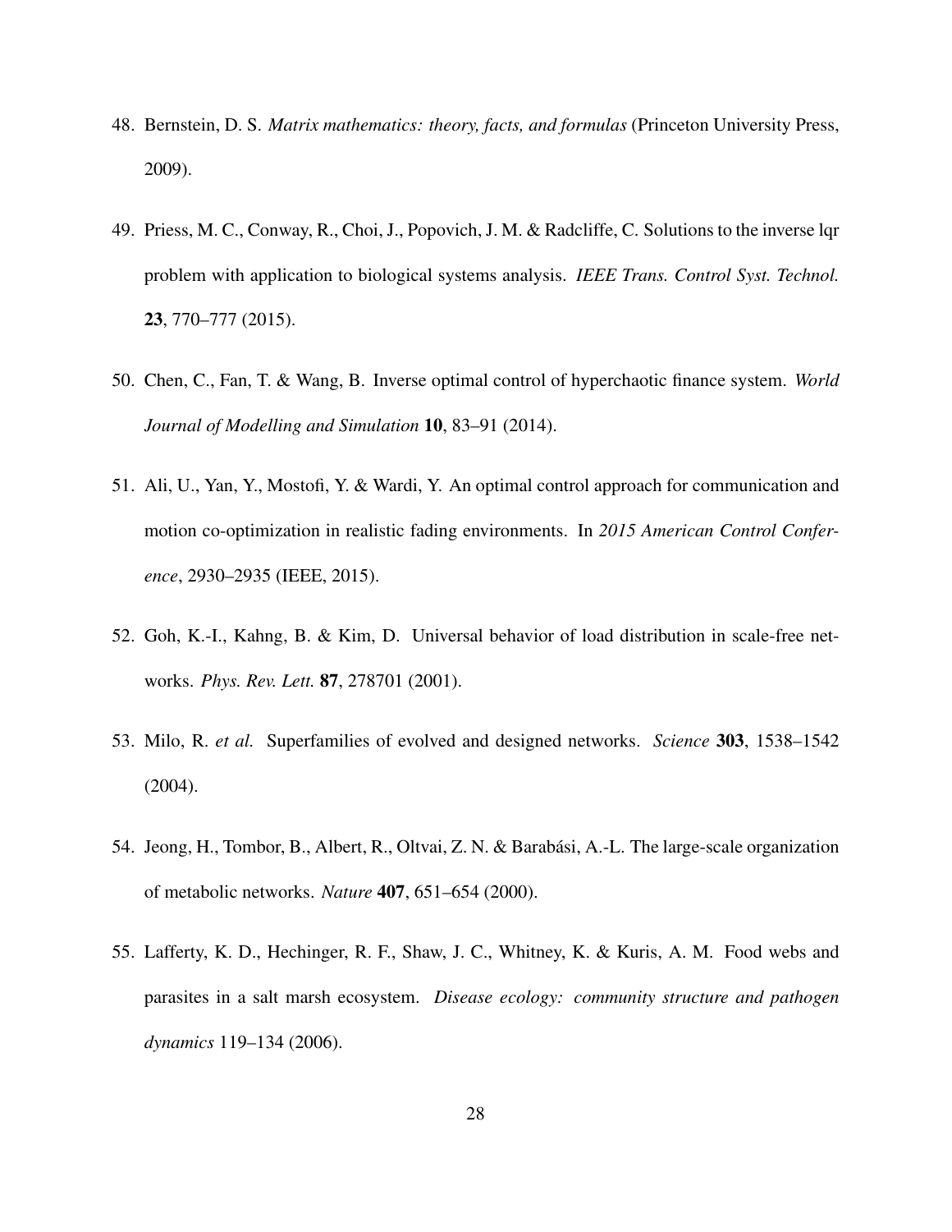48. Bernstein, D. S. *Matrix mathematics: theory, facts, and formulas* (Princeton University Press, 2009).

49. Priess, M. C., Conway, R., Choi, J., Popovich, J. M. & Radcliffe, C. Solutions to the inverse lqr problem with application to biological systems analysis. *IEEE Trans. Control Syst. Technol.* **23**, 770–777 (2015).

50. Chen, C., Fan, T. & Wang, B. Inverse optimal control of hyperchaotic finance system. *World Journal of Modelling and Simulation* **10**, 83–91 (2014).

51. Ali, U., Yan, Y., Mostofi, Y. & Wardi, Y. An optimal control approach for communication and motion co-optimization in realistic fading environments. In *2015 American Control Conference*, 2930–2935 (IEEE, 2015).

52. Goh, K.-I., Kahng, B. & Kim, D. Universal behavior of load distribution in scale-free networks. *Phys. Rev. Lett.* **87**, 278701 (2001).

53. Milo, R. *et al.* Superfamilies of evolved and designed networks. *Science* **303**, 1538–1542 (2004).

54. Jeong, H., Tombor, B., Albert, R., Oltvai, Z. N. & Barabási, A.-L. The large-scale organization of metabolic networks. *Nature* **407**, 651–654 (2000).

55. Lafferty, K. D., Hechinger, R. F., Shaw, J. C., Whitney, K. & Kuris, A. M. Food webs and parasites in a salt marsh ecosystem. *Disease ecology: community structure and pathogen dynamics* 119–134 (2006).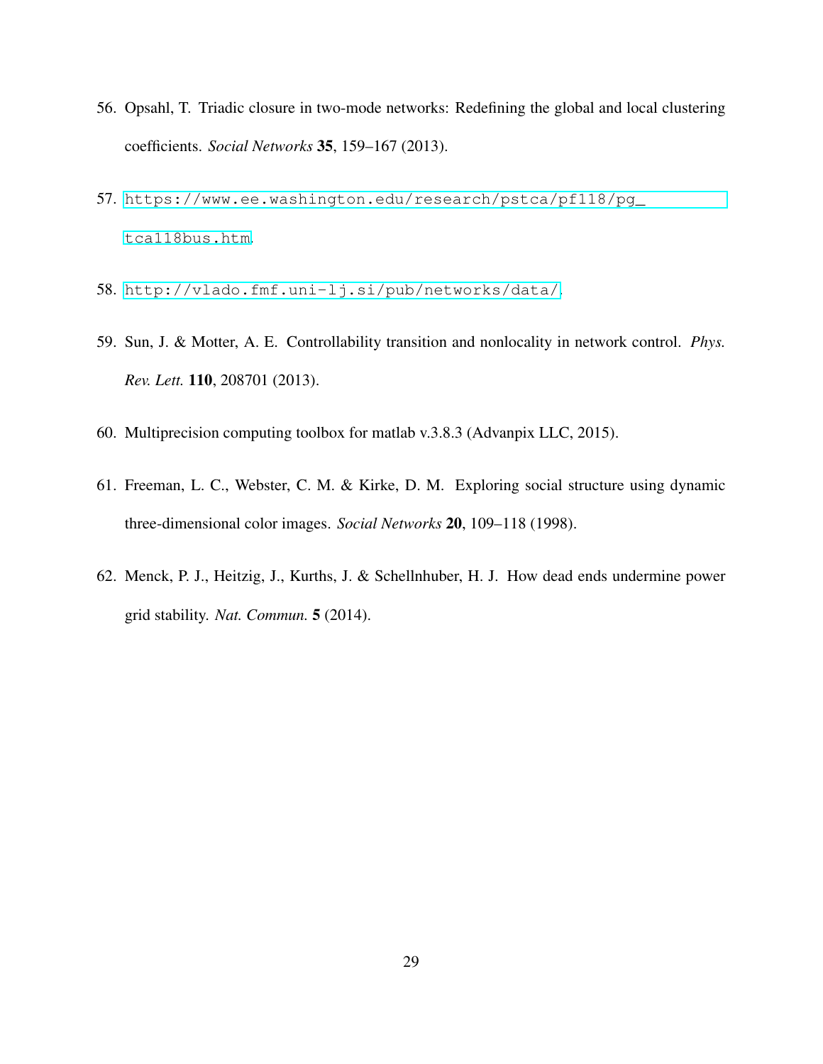56. Opsahl, T. Triadic closure in two-mode networks: Redefining the global and local clustering coefficients. *Social Networks* **35**, 159–167 (2013).

57. https://www.ee.washington.edu/research/pstca/pf118/pg_tca118bus.htm.

58. http://vlado.fmf.uni-lj.si/pub/networks/data/.

59. Sun, J. & Motter, A. E. Controllability transition and nonlocality in network control. *Phys. Rev. Lett.* **110**, 208701 (2013).

60. Multiprecision computing toolbox for matlab v.3.8.3 (Advanpix LLC, 2015).

61. Freeman, L. C., Webster, C. M. & Kirke, D. M. Exploring social structure using dynamic three-dimensional color images. *Social Networks* **20**, 109–118 (1998).

62. Menck, P. J., Heitzig, J., Kurths, J. & Schellnhuber, H. J. How dead ends undermine power grid stability. *Nat. Commun.* **5** (2014).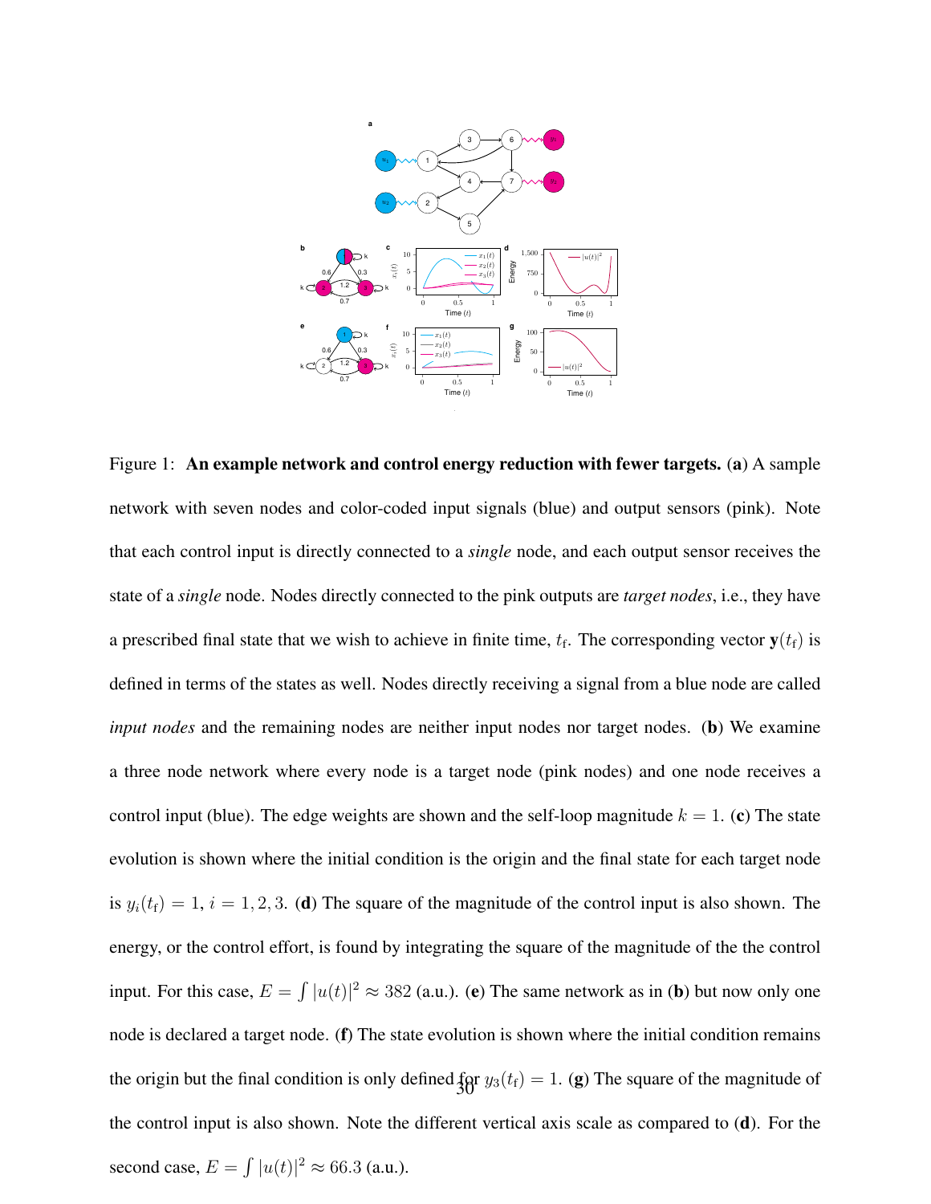Figure 1: **An example network and control energy reduction with fewer targets.** (**a**) A sample network with seven nodes and color-coded input signals (blue) and output sensors (pink). Note that each control input is directly connected to a *single* node, and each output sensor receives the state of a *single* node. Nodes directly connected to the pink outputs are *target nodes*, i.e., they have a prescribed final state that we wish to achieve in finite time, $t_{\mathrm{f}}$. The corresponding vector $\mathbf{y}(t_{\mathrm{f}})$ is defined in terms of the states as well. Nodes directly receiving a signal from a blue node are called *input nodes* and the remaining nodes are neither input nodes nor target nodes. (**b**) We examine a three node network where every node is a target node (pink nodes) and one node receives a control input (blue). The edge weights are shown and the self-loop magnitude $k = 1$. (**c**) The state evolution is shown where the initial condition is the origin and the final state for each target node is $y_i(t_{\mathrm{f}}) = 1$, $i = 1, 2, 3$. (**d**) The square of the magnitude of the control input is also shown. The energy, or the control effort, is found by integrating the square of the magnitude of the the control input. For this case, $E = \int |u(t)|^2 \approx 382$ (a.u.). (**e**) The same network as in (**b**) but now only one node is declared a target node. (**f**) The state evolution is shown where the initial condition remains the origin but the final condition is only defined for $y_3(t_{\mathrm{f}}) = 1$. (**g**) The square of the magnitude of the control input is also shown. Note the different vertical axis scale as compared to (**d**). For the second case, $E = \int |u(t)|^2 \approx 66.3$ (a.u.).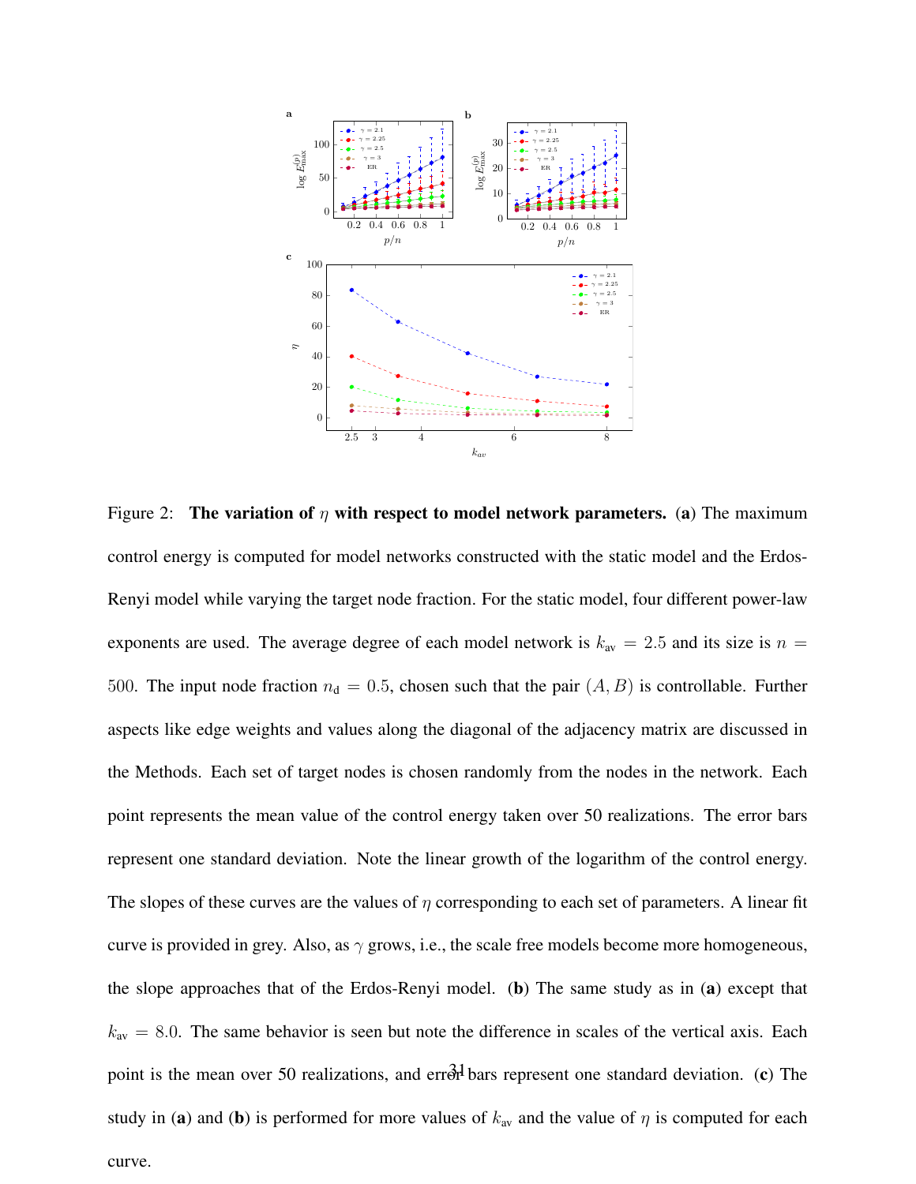Figure 2: **The variation of $\eta$ with respect to model network parameters.** (**a**) The maximum control energy is computed for model networks constructed with the static model and the Erdos-Renyi model while varying the target node fraction. For the static model, four different power-law exponents are used. The average degree of each model network is $k_{\text{av}} = 2.5$ and its size is $n = 500$. The input node fraction $n_{\text{d}} = 0.5$, chosen such that the pair $(A, B)$ is controllable. Further aspects like edge weights and values along the diagonal of the adjacency matrix are discussed in the Methods. Each set of target nodes is chosen randomly from the nodes in the network. Each point represents the mean value of the control energy taken over 50 realizations. The error bars represent one standard deviation. Note the linear growth of the logarithm of the control energy. The slopes of these curves are the values of $\eta$ corresponding to each set of parameters. A linear fit curve is provided in grey. Also, as $\gamma$ grows, i.e., the scale free models become more homogeneous, the slope approaches that of the Erdos-Renyi model. (**b**) The same study as in (**a**) except that $k_{\text{av}} = 8.0$. The same behavior is seen but note the difference in scales of the vertical axis. Each point is the mean over 50 realizations, and error bars represent one standard deviation. (**c**) The study in (**a**) and (**b**) is performed for more values of $k_{\text{av}}$ and the value of $\eta$ is computed for each curve.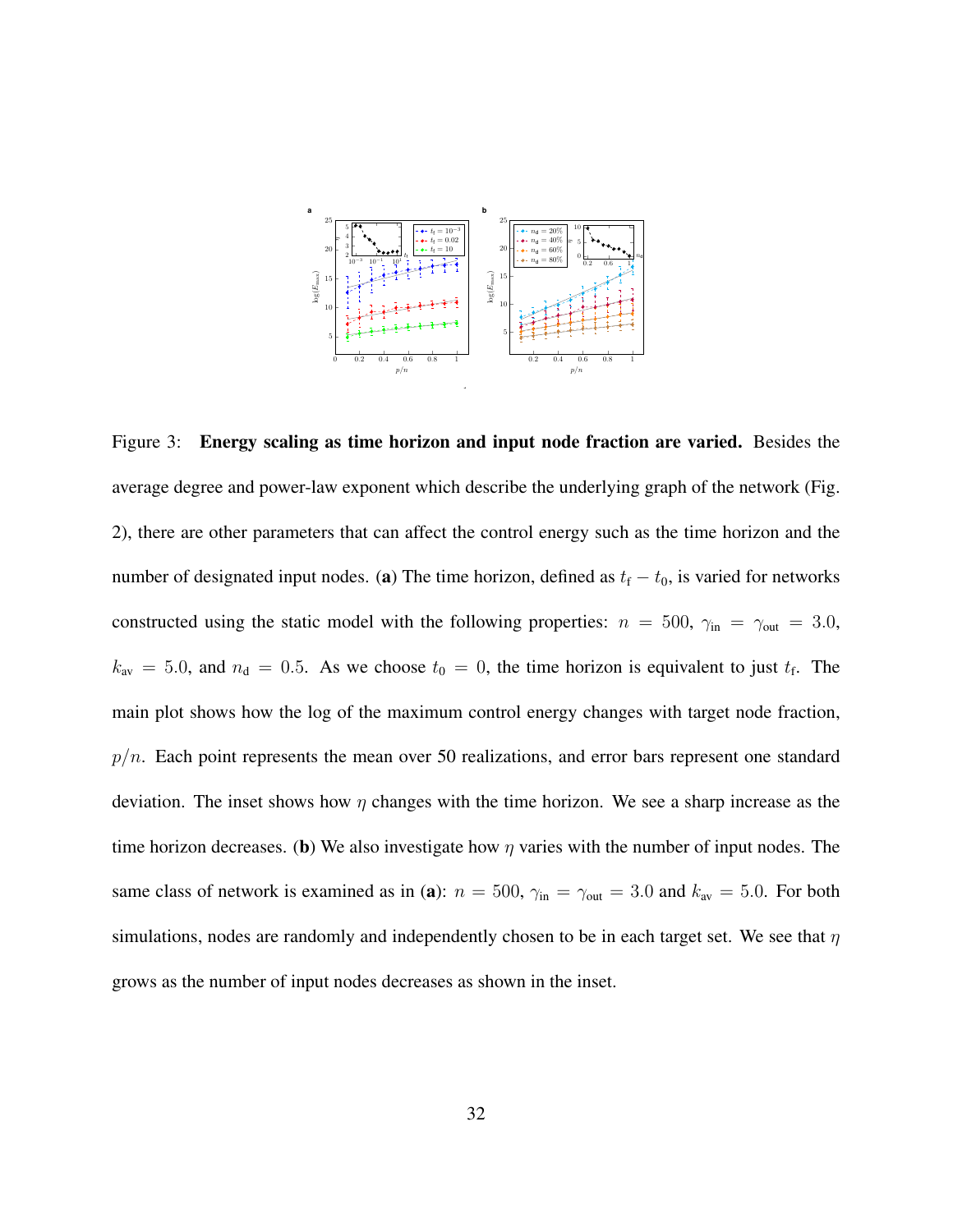Figure 3: **Energy scaling as time horizon and input node fraction are varied.** Besides the average degree and power-law exponent which describe the underlying graph of the network (Fig. 2), there are other parameters that can affect the control energy such as the time horizon and the number of designated input nodes. (**a**) The time horizon, defined as $t_\mathrm{f} - t_0$, is varied for networks constructed using the static model with the following properties: $n = 500$, $\gamma_\mathrm{in} = \gamma_\mathrm{out} = 3.0$, $k_\mathrm{av} = 5.0$, and $n_\mathrm{d} = 0.5$. As we choose $t_0 = 0$, the time horizon is equivalent to just $t_\mathrm{f}$. The main plot shows how the log of the maximum control energy changes with target node fraction, $p/n$. Each point represents the mean over 50 realizations, and error bars represent one standard deviation. The inset shows how $\eta$ changes with the time horizon. We see a sharp increase as the time horizon decreases. (**b**) We also investigate how $\eta$ varies with the number of input nodes. The same class of network is examined as in (**a**): $n = 500$, $\gamma_\mathrm{in} = \gamma_\mathrm{out} = 3.0$ and $k_\mathrm{av} = 5.0$. For both simulations, nodes are randomly and independently chosen to be in each target set. We see that $\eta$ grows as the number of input nodes decreases as shown in the inset.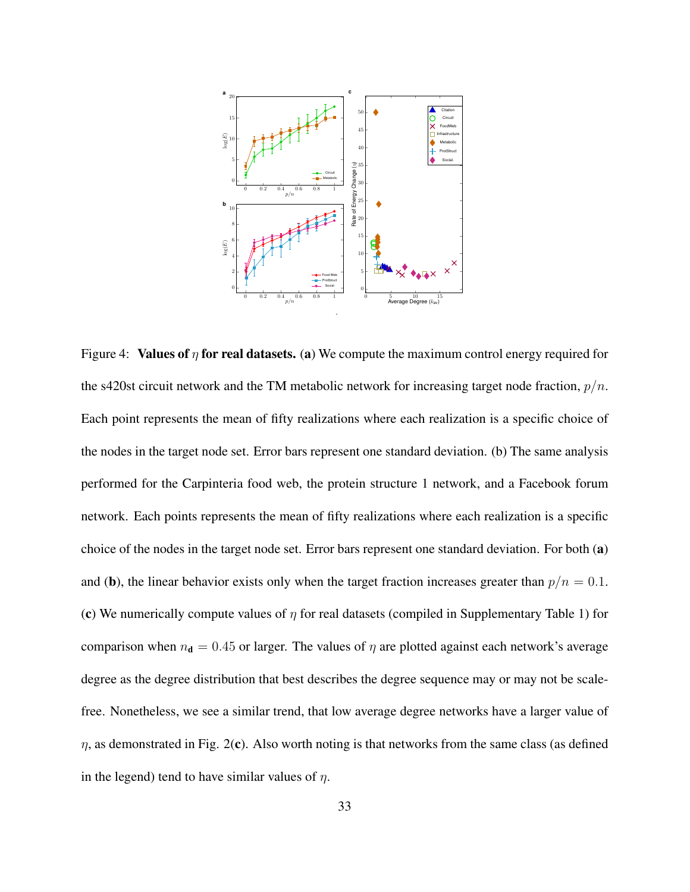Figure 4: **Values of $\eta$ for real datasets.** (**a**) We compute the maximum control energy required for the s420st circuit network and the TM metabolic network for increasing target node fraction, $p/n$. Each point represents the mean of fifty realizations where each realization is a specific choice of the nodes in the target node set. Error bars represent one standard deviation. (b) The same analysis performed for the Carpinteria food web, the protein structure 1 network, and a Facebook forum network. Each points represents the mean of fifty realizations where each realization is a specific choice of the nodes in the target node set. Error bars represent one standard deviation. For both (**a**) and (**b**), the linear behavior exists only when the target fraction increases greater than $p/n = 0.1$. (**c**) We numerically compute values of $\eta$ for real datasets (compiled in Supplementary Table 1) for comparison when $n_{\mathbf{d}} = 0.45$ or larger. The values of $\eta$ are plotted against each network's average degree as the degree distribution that best describes the degree sequence may or may not be scale-free. Nonetheless, we see a similar trend, that low average degree networks have a larger value of $\eta$, as demonstrated in Fig. 2(**c**). Also worth noting is that networks from the same class (as defined in the legend) tend to have similar values of $\eta$.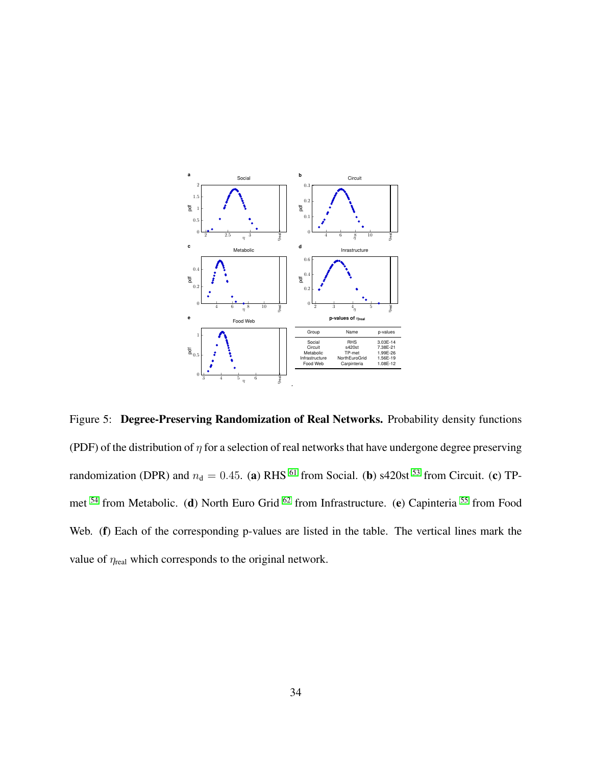**p-values of $\eta_{\text{real}}$**

| Group | Name | p-values |
|---|---|---|
| Social | RHS | 3.03E-14 |
| Circuit | s420st | 7.38E-21 |
| Metabolic | TP-met | 1.99E-26 |
| Infrastructure | NorthEuroGrid | 1.56E-19 |
| Food Web | Carpinteria | 1.08E-12 |

Figure 5: **Degree-Preserving Randomization of Real Networks.** Probability density functions (PDF) of the distribution of $\eta$ for a selection of real networks that have undergone degree preserving randomization (DPR) and $n_{\text{d}} = 0.45$. (**a**) RHS [61] from Social. (**b**) s420st [53] from Circuit. (**c**) TP-met [54] from Metabolic. (**d**) North Euro Grid [62] from Infrastructure. (**e**) Capinteria [55] from Food Web. (**f**) Each of the corresponding p-values are listed in the table. The vertical lines mark the value of $\eta_{\text{real}}$ which corresponds to the original network.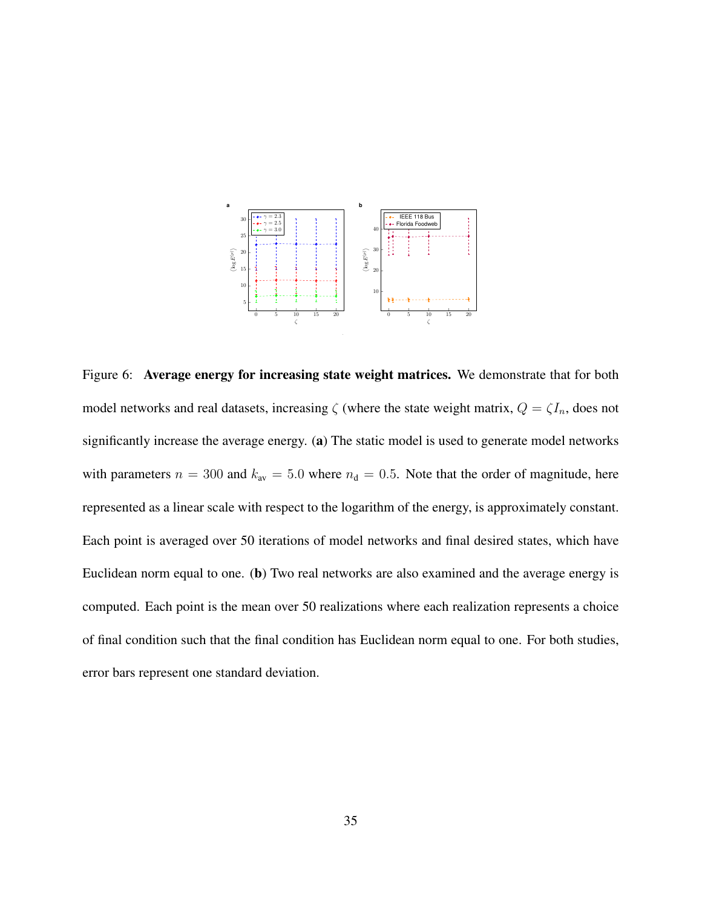Figure 6: **Average energy for increasing state weight matrices.** We demonstrate that for both model networks and real datasets, increasing $\zeta$ (where the state weight matrix, $Q = \zeta I_n$, does not significantly increase the average energy. (**a**) The static model is used to generate model networks with parameters $n = 300$ and $k_{\text{av}} = 5.0$ where $n_{\text{d}} = 0.5$. Note that the order of magnitude, here represented as a linear scale with respect to the logarithm of the energy, is approximately constant. Each point is averaged over 50 iterations of model networks and final desired states, which have Euclidean norm equal to one. (**b**) Two real networks are also examined and the average energy is computed. Each point is the mean over 50 realizations where each realization represents a choice of final condition such that the final condition has Euclidean norm equal to one. For both studies, error bars represent one standard deviation.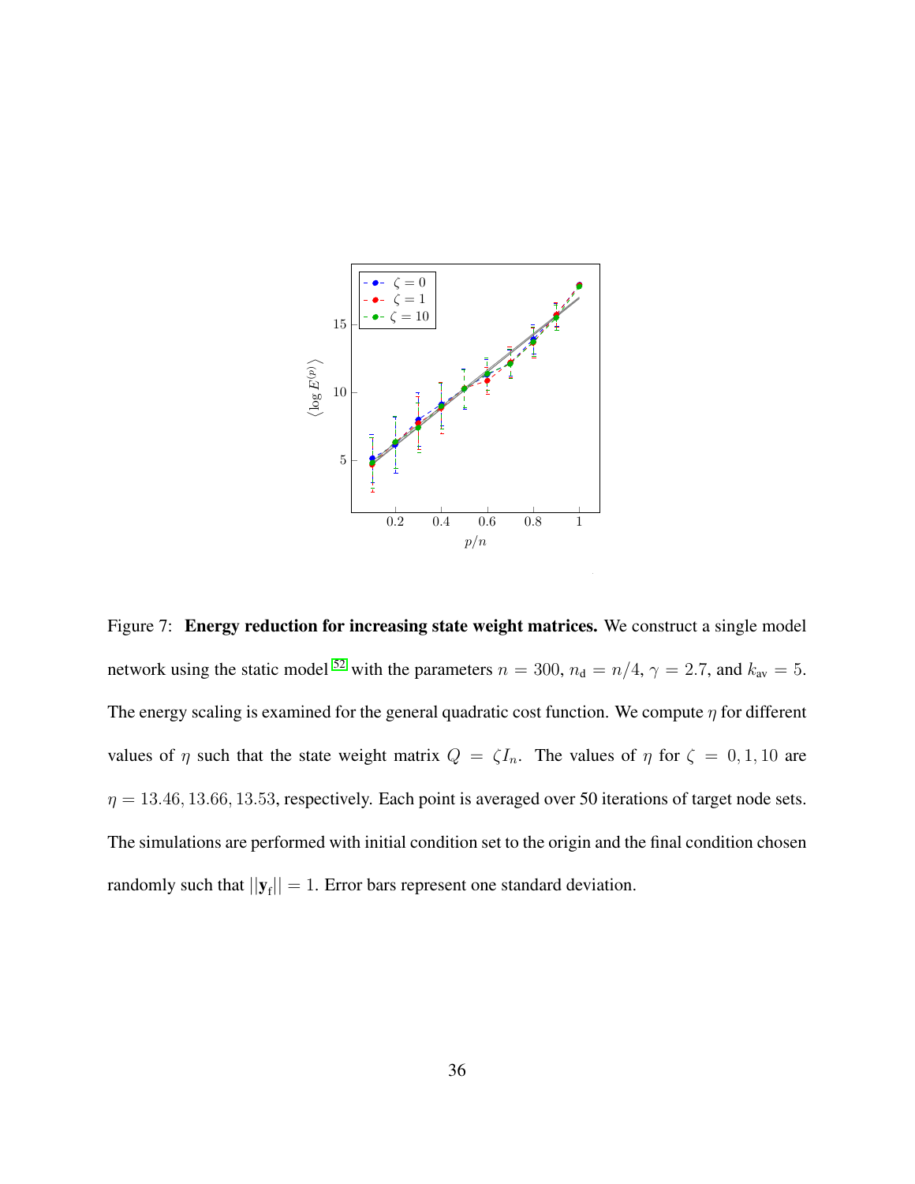$\zeta = 0$
$\zeta = 1$
$\zeta = 10$

$\langle \log E^{(p)} \rangle$

15
10
5

0.2
0.4
0.6
0.8
1

$p/n$

Figure 7: **Energy reduction for increasing state weight matrices.** We construct a single model network using the static model [52] with the parameters $n = 300$, $n_\mathrm{d} = n/4$, $\gamma = 2.7$, and $k_\mathrm{av} = 5$. The energy scaling is examined for the general quadratic cost function. We compute $\eta$ for different values of $\eta$ such that the state weight matrix $Q = \zeta I_n$. The values of $\eta$ for $\zeta = 0, 1, 10$ are $\eta = 13.46, 13.66, 13.53$, respectively. Each point is averaged over 50 iterations of target node sets. The simulations are performed with initial condition set to the origin and the final condition chosen randomly such that $||\mathbf{y}_\mathrm{f}|| = 1$. Error bars represent one standard deviation.